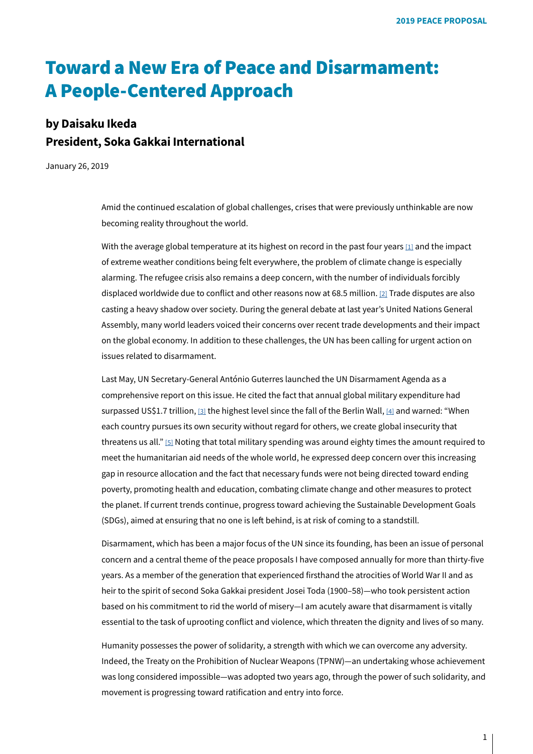# Toward a New Era of Peace and Disarmament: A People-Centered Approach

## by Daisaku Ikeda
## President, Soka Gakkai International

January 26, 2019

Amid the continued escalation of global challenges, crises that were previously unthinkable are now becoming reality throughout the world.

With the average global temperature at its highest on record in the past four years [1] and the impact of extreme weather conditions being felt everywhere, the problem of climate change is especially alarming. The refugee crisis also remains a deep concern, with the number of individuals forcibly displaced worldwide due to conflict and other reasons now at 68.5 million. [2] Trade disputes are also casting a heavy shadow over society. During the general debate at last year's United Nations General Assembly, many world leaders voiced their concerns over recent trade developments and their impact on the global economy. In addition to these challenges, the UN has been calling for urgent action on issues related to disarmament.

Last May, UN Secretary-General António Guterres launched the UN Disarmament Agenda as a comprehensive report on this issue. He cited the fact that annual global military expenditure had surpassed US$1.7 trillion, [3] the highest level since the fall of the Berlin Wall, [4] and warned: "When each country pursues its own security without regard for others, we create global insecurity that threatens us all." [5] Noting that total military spending was around eighty times the amount required to meet the humanitarian aid needs of the whole world, he expressed deep concern over this increasing gap in resource allocation and the fact that necessary funds were not being directed toward ending poverty, promoting health and education, combating climate change and other measures to protect the planet. If current trends continue, progress toward achieving the Sustainable Development Goals (SDGs), aimed at ensuring that no one is left behind, is at risk of coming to a standstill.

Disarmament, which has been a major focus of the UN since its founding, has been an issue of personal concern and a central theme of the peace proposals I have composed annually for more than thirty-five years. As a member of the generation that experienced firsthand the atrocities of World War II and as heir to the spirit of second Soka Gakkai president Josei Toda (1900–58)—who took persistent action based on his commitment to rid the world of misery—I am acutely aware that disarmament is vitally essential to the task of uprooting conflict and violence, which threaten the dignity and lives of so many.

Humanity possesses the power of solidarity, a strength with which we can overcome any adversity. Indeed, the Treaty on the Prohibition of Nuclear Weapons (TPNW)—an undertaking whose achievement was long considered impossible—was adopted two years ago, through the power of such solidarity, and movement is progressing toward ratification and entry into force.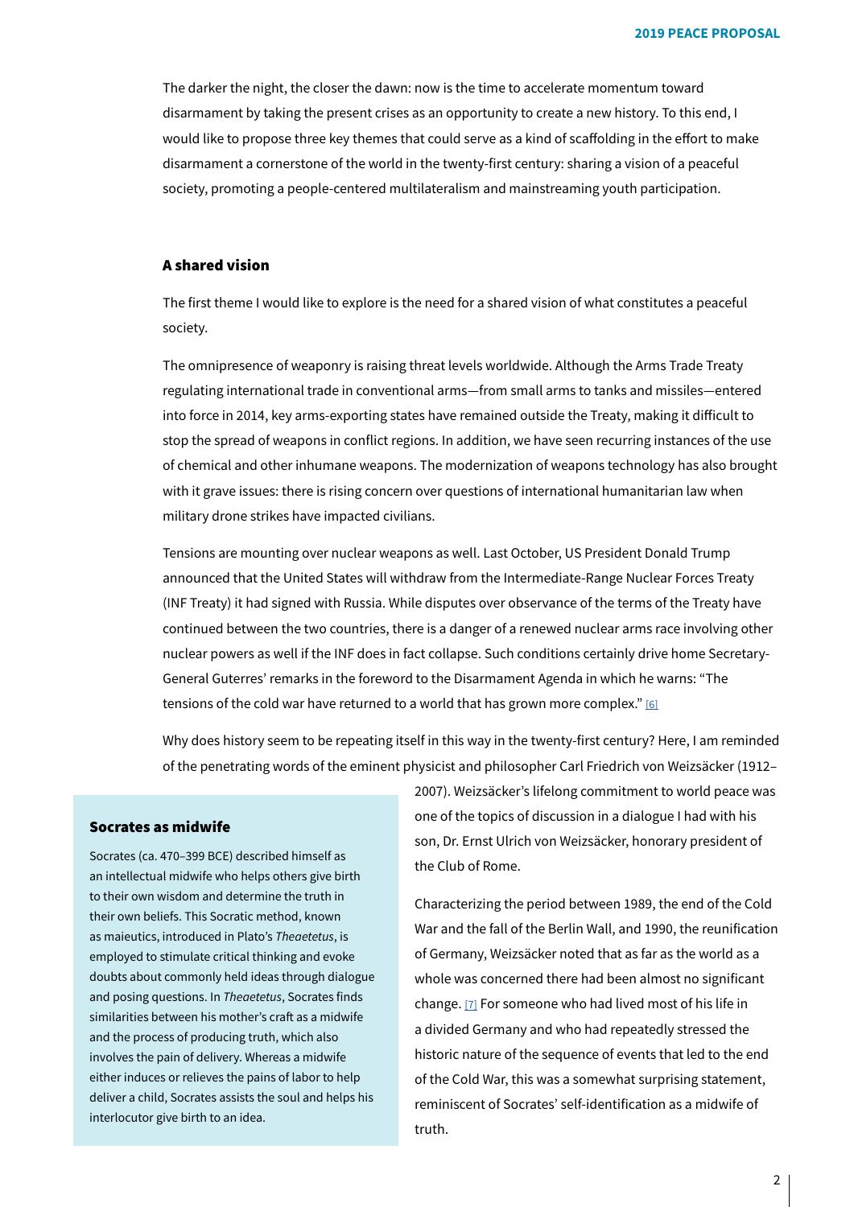The darker the night, the closer the dawn: now is the time to accelerate momentum toward disarmament by taking the present crises as an opportunity to create a new history. To this end, I would like to propose three key themes that could serve as a kind of scaffolding in the effort to make disarmament a cornerstone of the world in the twenty-first century: sharing a vision of a peaceful society, promoting a people-centered multilateralism and mainstreaming youth participation.

### A shared vision

The first theme I would like to explore is the need for a shared vision of what constitutes a peaceful society.

The omnipresence of weaponry is raising threat levels worldwide. Although the Arms Trade Treaty regulating international trade in conventional arms—from small arms to tanks and missiles—entered into force in 2014, key arms-exporting states have remained outside the Treaty, making it difficult to stop the spread of weapons in conflict regions. In addition, we have seen recurring instances of the use of chemical and other inhumane weapons. The modernization of weapons technology has also brought with it grave issues: there is rising concern over questions of international humanitarian law when military drone strikes have impacted civilians.

Tensions are mounting over nuclear weapons as well. Last October, US President Donald Trump announced that the United States will withdraw from the Intermediate-Range Nuclear Forces Treaty (INF Treaty) it had signed with Russia. While disputes over observance of the terms of the Treaty have continued between the two countries, there is a danger of a renewed nuclear arms race involving other nuclear powers as well if the INF does in fact collapse. Such conditions certainly drive home Secretary-General Guterres' remarks in the foreword to the Disarmament Agenda in which he warns: "The tensions of the cold war have returned to a world that has grown more complex." [6]

Why does history seem to be repeating itself in this way in the twenty-first century? Here, I am reminded of the penetrating words of the eminent physicist and philosopher Carl Friedrich von Weizsäcker (1912–2007). Weizsäcker's lifelong commitment to world peace was one of the topics of discussion in a dialogue I had with his son, Dr. Ernst Ulrich von Weizsäcker, honorary president of the Club of Rome.

Characterizing the period between 1989, the end of the Cold War and the fall of the Berlin Wall, and 1990, the reunification of Germany, Weizsäcker noted that as far as the world as a whole was concerned there had been almost no significant change. [7] For someone who had lived most of his life in a divided Germany and who had repeatedly stressed the historic nature of the sequence of events that led to the end of the Cold War, this was a somewhat surprising statement, reminiscent of Socrates' self-identification as a midwife of truth.

> **Socrates as midwife**
>
> Socrates (ca. 470–399 BCE) described himself as an intellectual midwife who helps others give birth to their own wisdom and determine the truth in their own beliefs. This Socratic method, known as maieutics, introduced in Plato's *Theaetetus*, is employed to stimulate critical thinking and evoke doubts about commonly held ideas through dialogue and posing questions. In *Theaetetus*, Socrates finds similarities between his mother's craft as a midwife and the process of producing truth, which also involves the pain of delivery. Whereas a midwife either induces or relieves the pains of labor to help deliver a child, Socrates assists the soul and helps his interlocutor give birth to an idea.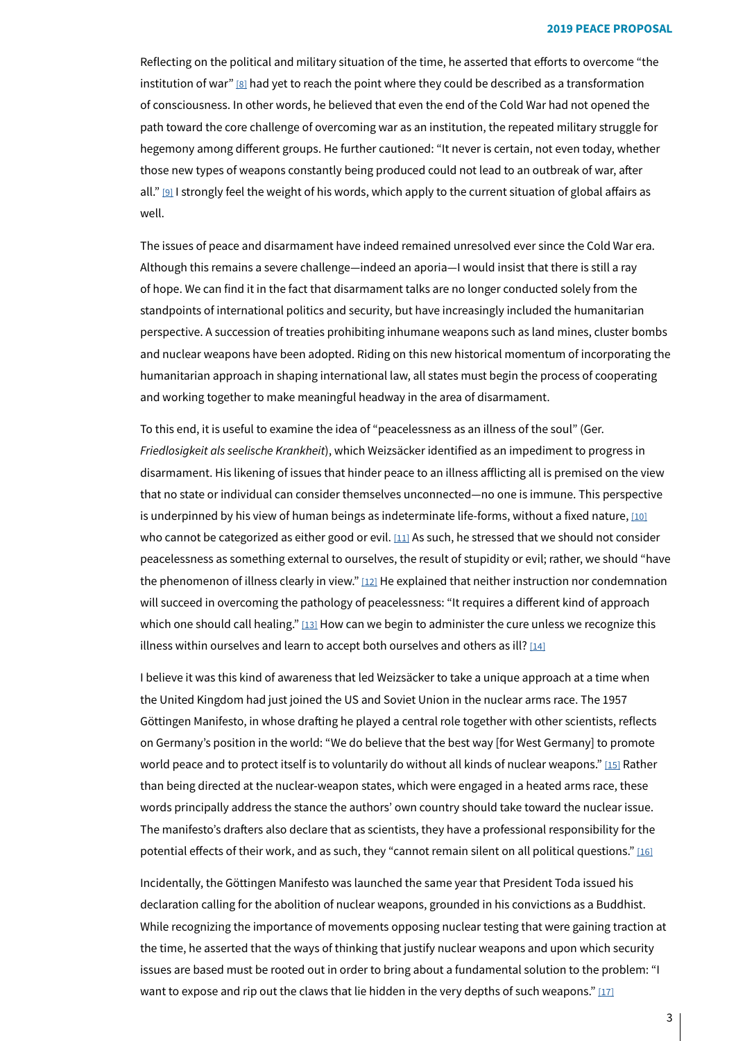Reflecting on the political and military situation of the time, he asserted that efforts to overcome "the institution of war" [8] had yet to reach the point where they could be described as a transformation of consciousness. In other words, he believed that even the end of the Cold War had not opened the path toward the core challenge of overcoming war as an institution, the repeated military struggle for hegemony among different groups. He further cautioned: "It never is certain, not even today, whether those new types of weapons constantly being produced could not lead to an outbreak of war, after all." [9] I strongly feel the weight of his words, which apply to the current situation of global affairs as well.

The issues of peace and disarmament have indeed remained unresolved ever since the Cold War era. Although this remains a severe challenge—indeed an aporia—I would insist that there is still a ray of hope. We can find it in the fact that disarmament talks are no longer conducted solely from the standpoints of international politics and security, but have increasingly included the humanitarian perspective. A succession of treaties prohibiting inhumane weapons such as land mines, cluster bombs and nuclear weapons have been adopted. Riding on this new historical momentum of incorporating the humanitarian approach in shaping international law, all states must begin the process of cooperating and working together to make meaningful headway in the area of disarmament.

To this end, it is useful to examine the idea of "peacelessness as an illness of the soul" (Ger. *Friedlosigkeit als seelische Krankheit*), which Weizsäcker identified as an impediment to progress in disarmament. His likening of issues that hinder peace to an illness afflicting all is premised on the view that no state or individual can consider themselves unconnected—no one is immune. This perspective is underpinned by his view of human beings as indeterminate life-forms, without a fixed nature, [10] who cannot be categorized as either good or evil. [11] As such, he stressed that we should not consider peacelessness as something external to ourselves, the result of stupidity or evil; rather, we should "have the phenomenon of illness clearly in view." [12] He explained that neither instruction nor condemnation will succeed in overcoming the pathology of peacelessness: "It requires a different kind of approach which one should call healing." [13] How can we begin to administer the cure unless we recognize this illness within ourselves and learn to accept both ourselves and others as ill? [14]

I believe it was this kind of awareness that led Weizsäcker to take a unique approach at a time when the United Kingdom had just joined the US and Soviet Union in the nuclear arms race. The 1957 Göttingen Manifesto, in whose drafting he played a central role together with other scientists, reflects on Germany's position in the world: "We do believe that the best way [for West Germany] to promote world peace and to protect itself is to voluntarily do without all kinds of nuclear weapons." [15] Rather than being directed at the nuclear-weapon states, which were engaged in a heated arms race, these words principally address the stance the authors' own country should take toward the nuclear issue. The manifesto's drafters also declare that as scientists, they have a professional responsibility for the potential effects of their work, and as such, they "cannot remain silent on all political questions." [16]

Incidentally, the Göttingen Manifesto was launched the same year that President Toda issued his declaration calling for the abolition of nuclear weapons, grounded in his convictions as a Buddhist. While recognizing the importance of movements opposing nuclear testing that were gaining traction at the time, he asserted that the ways of thinking that justify nuclear weapons and upon which security issues are based must be rooted out in order to bring about a fundamental solution to the problem: "I want to expose and rip out the claws that lie hidden in the very depths of such weapons." [17]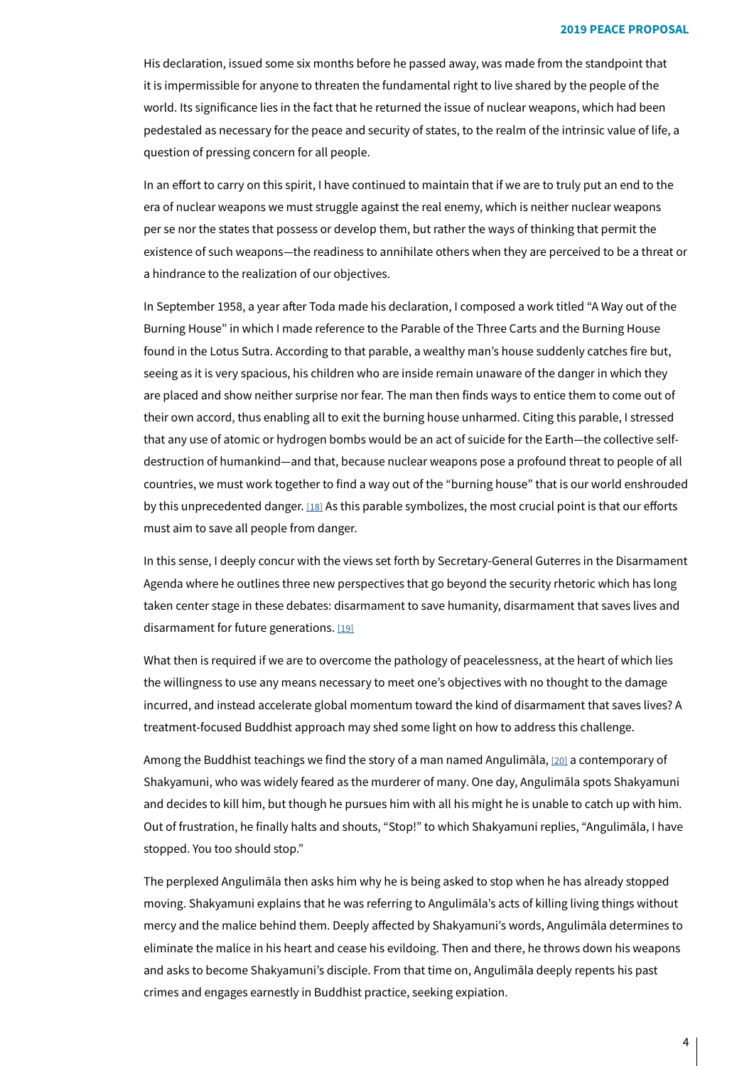His declaration, issued some six months before he passed away, was made from the standpoint that it is impermissible for anyone to threaten the fundamental right to live shared by the people of the world. Its significance lies in the fact that he returned the issue of nuclear weapons, which had been pedestaled as necessary for the peace and security of states, to the realm of the intrinsic value of life, a question of pressing concern for all people.

In an effort to carry on this spirit, I have continued to maintain that if we are to truly put an end to the era of nuclear weapons we must struggle against the real enemy, which is neither nuclear weapons per se nor the states that possess or develop them, but rather the ways of thinking that permit the existence of such weapons—the readiness to annihilate others when they are perceived to be a threat or a hindrance to the realization of our objectives.

In September 1958, a year after Toda made his declaration, I composed a work titled "A Way out of the Burning House" in which I made reference to the Parable of the Three Carts and the Burning House found in the Lotus Sutra. According to that parable, a wealthy man's house suddenly catches fire but, seeing as it is very spacious, his children who are inside remain unaware of the danger in which they are placed and show neither surprise nor fear. The man then finds ways to entice them to come out of their own accord, thus enabling all to exit the burning house unharmed. Citing this parable, I stressed that any use of atomic or hydrogen bombs would be an act of suicide for the Earth—the collective self-destruction of humankind—and that, because nuclear weapons pose a profound threat to people of all countries, we must work together to find a way out of the "burning house" that is our world enshrouded by this unprecedented danger. [18] As this parable symbolizes, the most crucial point is that our efforts must aim to save all people from danger.

In this sense, I deeply concur with the views set forth by Secretary-General Guterres in the Disarmament Agenda where he outlines three new perspectives that go beyond the security rhetoric which has long taken center stage in these debates: disarmament to save humanity, disarmament that saves lives and disarmament for future generations. [19]

What then is required if we are to overcome the pathology of peacelessness, at the heart of which lies the willingness to use any means necessary to meet one's objectives with no thought to the damage incurred, and instead accelerate global momentum toward the kind of disarmament that saves lives? A treatment-focused Buddhist approach may shed light on how to address this challenge.

Among the Buddhist teachings we find the story of a man named Angulimāla, [20] a contemporary of Shakyamuni, who was widely feared as the murderer of many. One day, Angulimāla spots Shakyamuni and decides to kill him, but though he pursues him with all his might he is unable to catch up with him. Out of frustration, he finally halts and shouts, "Stop!" to which Shakyamuni replies, "Angulimāla, I have stopped. You too should stop."

The perplexed Angulimāla then asks him why he is being asked to stop when he has already stopped moving. Shakyamuni explains that he was referring to Angulimāla's acts of killing living things without mercy and the malice behind them. Deeply affected by Shakyamuni's words, Angulimāla determines to eliminate the malice in his heart and cease his evildoing. Then and there, he throws down his weapons and asks to become Shakyamuni's disciple. From that time on, Angulimāla deeply repents his past crimes and engages earnestly in Buddhist practice, seeking expiation.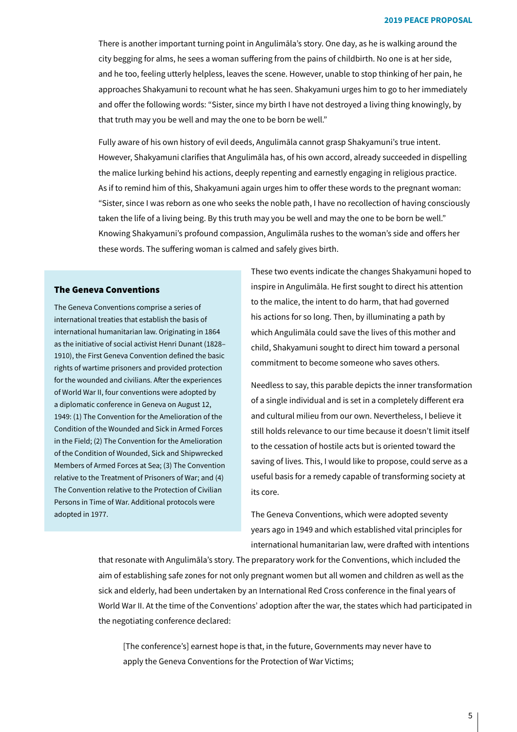There is another important turning point in Angulimāla's story. One day, as he is walking around the city begging for alms, he sees a woman suffering from the pains of childbirth. No one is at her side, and he too, feeling utterly helpless, leaves the scene. However, unable to stop thinking of her pain, he approaches Shakyamuni to recount what he has seen. Shakyamuni urges him to go to her immediately and offer the following words: "Sister, since my birth I have not destroyed a living thing knowingly, by that truth may you be well and may the one to be born be well."

Fully aware of his own history of evil deeds, Angulimāla cannot grasp Shakyamuni's true intent. However, Shakyamuni clarifies that Angulimāla has, of his own accord, already succeeded in dispelling the malice lurking behind his actions, deeply repenting and earnestly engaging in religious practice. As if to remind him of this, Shakyamuni again urges him to offer these words to the pregnant woman: "Sister, since I was reborn as one who seeks the noble path, I have no recollection of having consciously taken the life of a living being. By this truth may you be well and may the one to be born be well." Knowing Shakyamuni's profound compassion, Angulimāla rushes to the woman's side and offers her these words. The suffering woman is calmed and safely gives birth.

These two events indicate the changes Shakyamuni hoped to inspire in Angulimāla. He first sought to direct his attention to the malice, the intent to do harm, that had governed his actions for so long. Then, by illuminating a path by which Angulimāla could save the lives of this mother and child, Shakyamuni sought to direct him toward a personal commitment to become someone who saves others.

Needless to say, this parable depicts the inner transformation of a single individual and is set in a completely different era and cultural milieu from our own. Nevertheless, I believe it still holds relevance to our time because it doesn't limit itself to the cessation of hostile acts but is oriented toward the saving of lives. This, I would like to propose, could serve as a useful basis for a remedy capable of transforming society at its core.

The Geneva Conventions, which were adopted seventy years ago in 1949 and which established vital principles for international humanitarian law, were drafted with intentions that resonate with Angulimāla's story. The preparatory work for the Conventions, which included the aim of establishing safe zones for not only pregnant women but all women and children as well as the sick and elderly, had been undertaken by an International Red Cross conference in the final years of World War II. At the time of the Conventions' adoption after the war, the states which had participated in the negotiating conference declared:

> [The conference's] earnest hope is that, in the future, Governments may never have to apply the Geneva Conventions for the Protection of War Victims;

### The Geneva Conventions

The Geneva Conventions comprise a series of international treaties that establish the basis of international humanitarian law. Originating in 1864 as the initiative of social activist Henri Dunant (1828–1910), the First Geneva Convention defined the basic rights of wartime prisoners and provided protection for the wounded and civilians. After the experiences of World War II, four conventions were adopted by a diplomatic conference in Geneva on August 12, 1949: (1) The Convention for the Amelioration of the Condition of the Wounded and Sick in Armed Forces in the Field; (2) The Convention for the Amelioration of the Condition of Wounded, Sick and Shipwrecked Members of Armed Forces at Sea; (3) The Convention relative to the Treatment of Prisoners of War; and (4) The Convention relative to the Protection of Civilian Persons in Time of War. Additional protocols were adopted in 1977.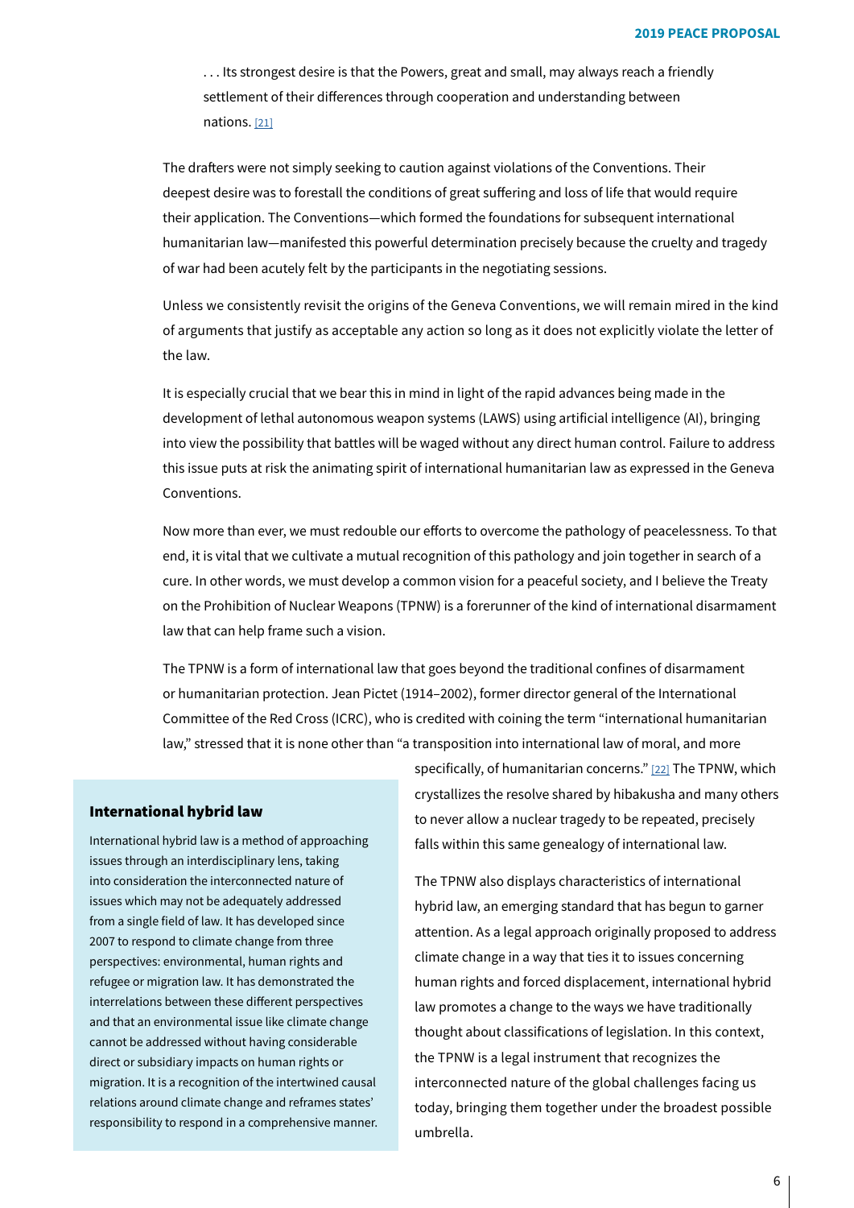> . . . Its strongest desire is that the Powers, great and small, may always reach a friendly settlement of their differences through cooperation and understanding between nations. [21]

The drafters were not simply seeking to caution against violations of the Conventions. Their deepest desire was to forestall the conditions of great suffering and loss of life that would require their application. The Conventions—which formed the foundations for subsequent international humanitarian law—manifested this powerful determination precisely because the cruelty and tragedy of war had been acutely felt by the participants in the negotiating sessions.

Unless we consistently revisit the origins of the Geneva Conventions, we will remain mired in the kind of arguments that justify as acceptable any action so long as it does not explicitly violate the letter of the law.

It is especially crucial that we bear this in mind in light of the rapid advances being made in the development of lethal autonomous weapon systems (LAWS) using artificial intelligence (AI), bringing into view the possibility that battles will be waged without any direct human control. Failure to address this issue puts at risk the animating spirit of international humanitarian law as expressed in the Geneva Conventions.

Now more than ever, we must redouble our efforts to overcome the pathology of peacelessness. To that end, it is vital that we cultivate a mutual recognition of this pathology and join together in search of a cure. In other words, we must develop a common vision for a peaceful society, and I believe the Treaty on the Prohibition of Nuclear Weapons (TPNW) is a forerunner of the kind of international disarmament law that can help frame such a vision.

The TPNW is a form of international law that goes beyond the traditional confines of disarmament or humanitarian protection. Jean Pictet (1914–2002), former director general of the International Committee of the Red Cross (ICRC), who is credited with coining the term "international humanitarian law," stressed that it is none other than "a transposition into international law of moral, and more specifically, of humanitarian concerns." [22] The TPNW, which crystallizes the resolve shared by hibakusha and many others to never allow a nuclear tragedy to be repeated, precisely falls within this same genealogy of international law.

The TPNW also displays characteristics of international hybrid law, an emerging standard that has begun to garner attention. As a legal approach originally proposed to address climate change in a way that ties it to issues concerning human rights and forced displacement, international hybrid law promotes a change to the ways we have traditionally thought about classifications of legislation. In this context, the TPNW is a legal instrument that recognizes the interconnected nature of the global challenges facing us today, bringing them together under the broadest possible umbrella.

### International hybrid law

International hybrid law is a method of approaching issues through an interdisciplinary lens, taking into consideration the interconnected nature of issues which may not be adequately addressed from a single field of law. It has developed since 2007 to respond to climate change from three perspectives: environmental, human rights and refugee or migration law. It has demonstrated the interrelations between these different perspectives and that an environmental issue like climate change cannot be addressed without having considerable direct or subsidiary impacts on human rights or migration. It is a recognition of the intertwined causal relations around climate change and reframes states' responsibility to respond in a comprehensive manner.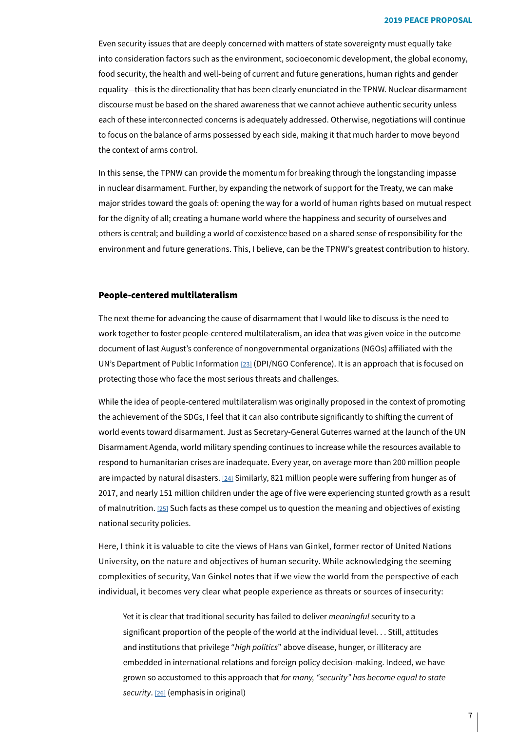Even security issues that are deeply concerned with matters of state sovereignty must equally take into consideration factors such as the environment, socioeconomic development, the global economy, food security, the health and well-being of current and future generations, human rights and gender equality—this is the directionality that has been clearly enunciated in the TPNW. Nuclear disarmament discourse must be based on the shared awareness that we cannot achieve authentic security unless each of these interconnected concerns is adequately addressed. Otherwise, negotiations will continue to focus on the balance of arms possessed by each side, making it that much harder to move beyond the context of arms control.

In this sense, the TPNW can provide the momentum for breaking through the longstanding impasse in nuclear disarmament. Further, by expanding the network of support for the Treaty, we can make major strides toward the goals of: opening the way for a world of human rights based on mutual respect for the dignity of all; creating a humane world where the happiness and security of ourselves and others is central; and building a world of coexistence based on a shared sense of responsibility for the environment and future generations. This, I believe, can be the TPNW's greatest contribution to history.

### People-centered multilateralism

The next theme for advancing the cause of disarmament that I would like to discuss is the need to work together to foster people-centered multilateralism, an idea that was given voice in the outcome document of last August's conference of nongovernmental organizations (NGOs) affiliated with the UN's Department of Public Information [23] (DPI/NGO Conference). It is an approach that is focused on protecting those who face the most serious threats and challenges.

While the idea of people-centered multilateralism was originally proposed in the context of promoting the achievement of the SDGs, I feel that it can also contribute significantly to shifting the current of world events toward disarmament. Just as Secretary-General Guterres warned at the launch of the UN Disarmament Agenda, world military spending continues to increase while the resources available to respond to humanitarian crises are inadequate. Every year, on average more than 200 million people are impacted by natural disasters. [24] Similarly, 821 million people were suffering from hunger as of 2017, and nearly 151 million children under the age of five were experiencing stunted growth as a result of malnutrition. [25] Such facts as these compel us to question the meaning and objectives of existing national security policies.

Here, I think it is valuable to cite the views of Hans van Ginkel, former rector of United Nations University, on the nature and objectives of human security. While acknowledging the seeming complexities of security, Van Ginkel notes that if we view the world from the perspective of each individual, it becomes very clear what people experience as threats or sources of insecurity:

> Yet it is clear that traditional security has failed to deliver *meaningful* security to a significant proportion of the people of the world at the individual level. . . Still, attitudes and institutions that privilege "*high politics*" above disease, hunger, or illiteracy are embedded in international relations and foreign policy decision-making. Indeed, we have grown so accustomed to this approach that *for many, "security" has become equal to state security*. [26] (emphasis in original)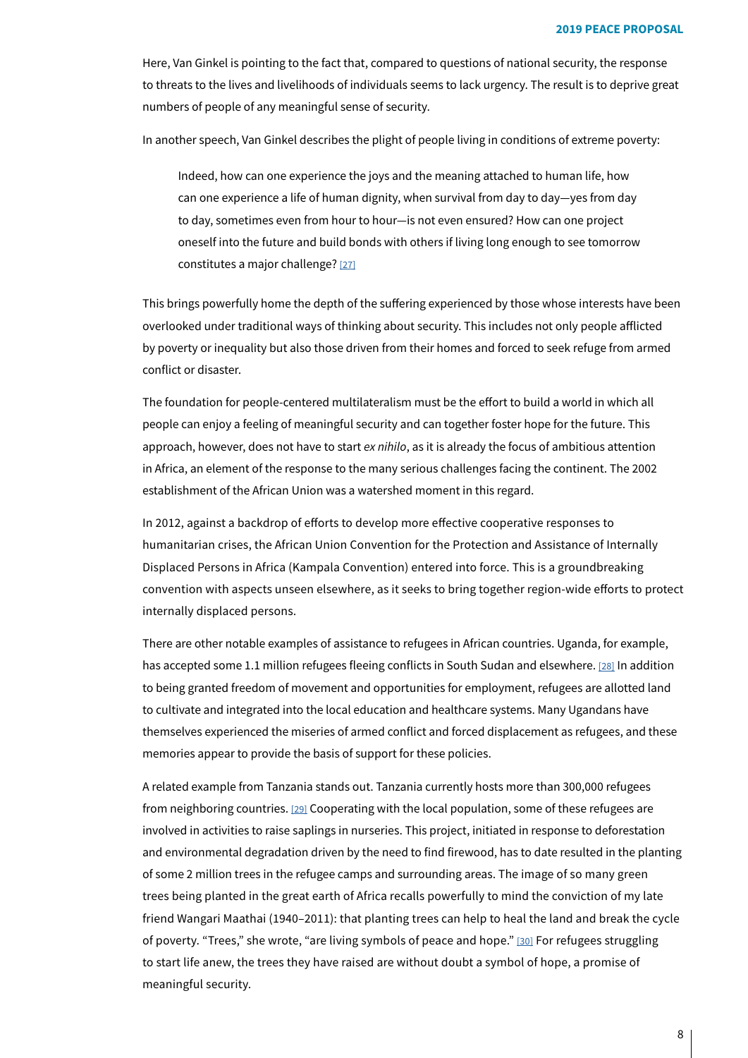Here, Van Ginkel is pointing to the fact that, compared to questions of national security, the response to threats to the lives and livelihoods of individuals seems to lack urgency. The result is to deprive great numbers of people of any meaningful sense of security.

In another speech, Van Ginkel describes the plight of people living in conditions of extreme poverty:

> Indeed, how can one experience the joys and the meaning attached to human life, how can one experience a life of human dignity, when survival from day to day—yes from day to day, sometimes even from hour to hour—is not even ensured? How can one project oneself into the future and build bonds with others if living long enough to see tomorrow constitutes a major challenge? [27]

This brings powerfully home the depth of the suffering experienced by those whose interests have been overlooked under traditional ways of thinking about security. This includes not only people afflicted by poverty or inequality but also those driven from their homes and forced to seek refuge from armed conflict or disaster.

The foundation for people-centered multilateralism must be the effort to build a world in which all people can enjoy a feeling of meaningful security and can together foster hope for the future. This approach, however, does not have to start *ex nihilo*, as it is already the focus of ambitious attention in Africa, an element of the response to the many serious challenges facing the continent. The 2002 establishment of the African Union was a watershed moment in this regard.

In 2012, against a backdrop of efforts to develop more effective cooperative responses to humanitarian crises, the African Union Convention for the Protection and Assistance of Internally Displaced Persons in Africa (Kampala Convention) entered into force. This is a groundbreaking convention with aspects unseen elsewhere, as it seeks to bring together region-wide efforts to protect internally displaced persons.

There are other notable examples of assistance to refugees in African countries. Uganda, for example, has accepted some 1.1 million refugees fleeing conflicts in South Sudan and elsewhere. [28] In addition to being granted freedom of movement and opportunities for employment, refugees are allotted land to cultivate and integrated into the local education and healthcare systems. Many Ugandans have themselves experienced the miseries of armed conflict and forced displacement as refugees, and these memories appear to provide the basis of support for these policies.

A related example from Tanzania stands out. Tanzania currently hosts more than 300,000 refugees from neighboring countries. [29] Cooperating with the local population, some of these refugees are involved in activities to raise saplings in nurseries. This project, initiated in response to deforestation and environmental degradation driven by the need to find firewood, has to date resulted in the planting of some 2 million trees in the refugee camps and surrounding areas. The image of so many green trees being planted in the great earth of Africa recalls powerfully to mind the conviction of my late friend Wangari Maathai (1940–2011): that planting trees can help to heal the land and break the cycle of poverty. "Trees," she wrote, "are living symbols of peace and hope." [30] For refugees struggling to start life anew, the trees they have raised are without doubt a symbol of hope, a promise of meaningful security.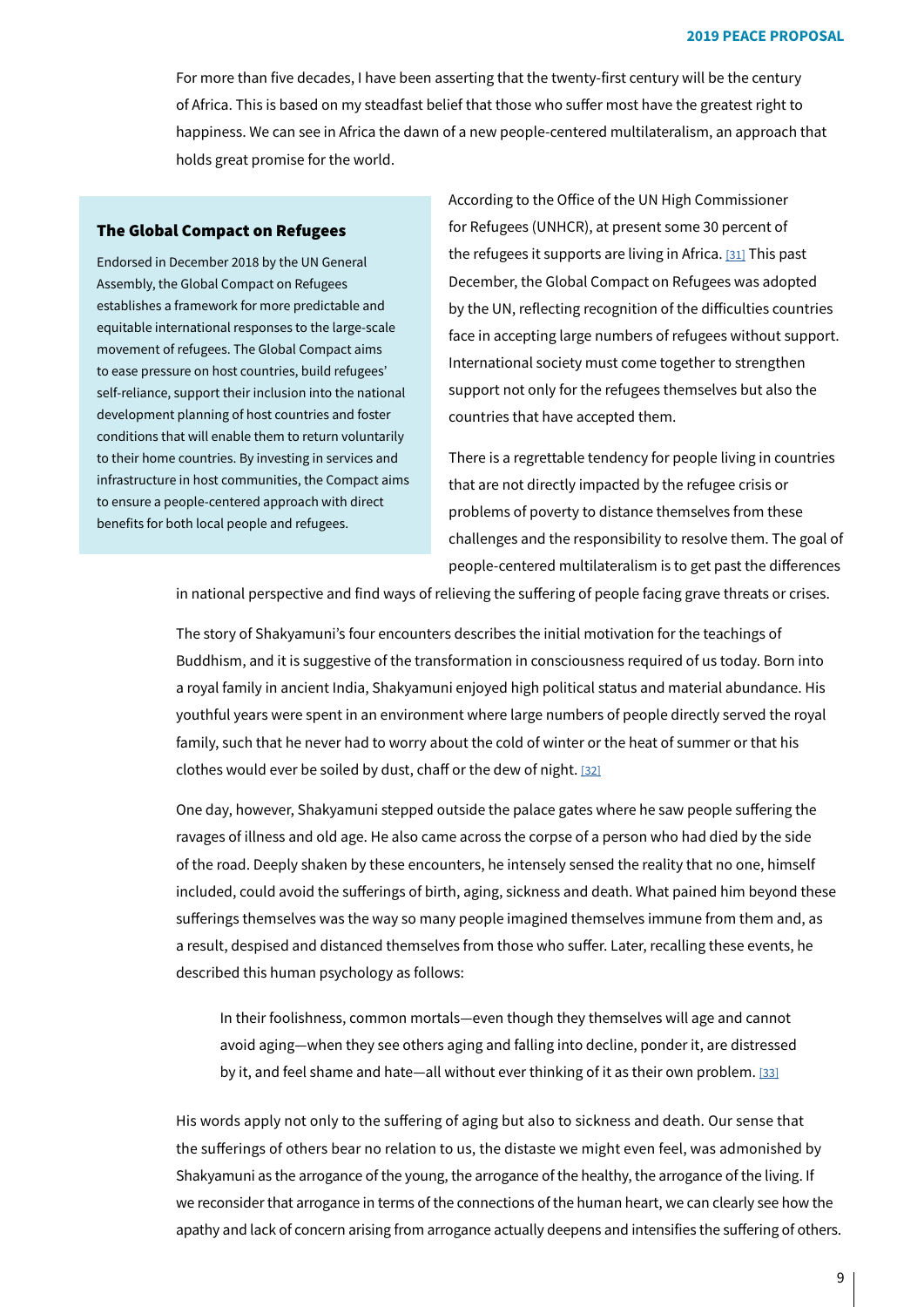For more than five decades, I have been asserting that the twenty-first century will be the century of Africa. This is based on my steadfast belief that those who suffer most have the greatest right to happiness. We can see in Africa the dawn of a new people-centered multilateralism, an approach that holds great promise for the world.

According to the Office of the UN High Commissioner for Refugees (UNHCR), at present some 30 percent of the refugees it supports are living in Africa. [31] This past December, the Global Compact on Refugees was adopted by the UN, reflecting recognition of the difficulties countries face in accepting large numbers of refugees without support. International society must come together to strengthen support not only for the refugees themselves but also the countries that have accepted them.

> **The Global Compact on Refugees**
>
> Endorsed in December 2018 by the UN General Assembly, the Global Compact on Refugees establishes a framework for more predictable and equitable international responses to the large-scale movement of refugees. The Global Compact aims to ease pressure on host countries, build refugees' self-reliance, support their inclusion into the national development planning of host countries and foster conditions that will enable them to return voluntarily to their home countries. By investing in services and infrastructure in host communities, the Compact aims to ensure a people-centered approach with direct benefits for both local people and refugees.

There is a regrettable tendency for people living in countries that are not directly impacted by the refugee crisis or problems of poverty to distance themselves from these challenges and the responsibility to resolve them. The goal of people-centered multilateralism is to get past the differences in national perspective and find ways of relieving the suffering of people facing grave threats or crises.

The story of Shakyamuni's four encounters describes the initial motivation for the teachings of Buddhism, and it is suggestive of the transformation in consciousness required of us today. Born into a royal family in ancient India, Shakyamuni enjoyed high political status and material abundance. His youthful years were spent in an environment where large numbers of people directly served the royal family, such that he never had to worry about the cold of winter or the heat of summer or that his clothes would ever be soiled by dust, chaff or the dew of night. [32]

One day, however, Shakyamuni stepped outside the palace gates where he saw people suffering the ravages of illness and old age. He also came across the corpse of a person who had died by the side of the road. Deeply shaken by these encounters, he intensely sensed the reality that no one, himself included, could avoid the sufferings of birth, aging, sickness and death. What pained him beyond these sufferings themselves was the way so many people imagined themselves immune from them and, as a result, despised and distanced themselves from those who suffer. Later, recalling these events, he described this human psychology as follows:

> In their foolishness, common mortals—even though they themselves will age and cannot avoid aging—when they see others aging and falling into decline, ponder it, are distressed by it, and feel shame and hate—all without ever thinking of it as their own problem. [33]

His words apply not only to the suffering of aging but also to sickness and death. Our sense that the sufferings of others bear no relation to us, the distaste we might even feel, was admonished by Shakyamuni as the arrogance of the young, the arrogance of the healthy, the arrogance of the living. If we reconsider that arrogance in terms of the connections of the human heart, we can clearly see how the apathy and lack of concern arising from arrogance actually deepens and intensifies the suffering of others.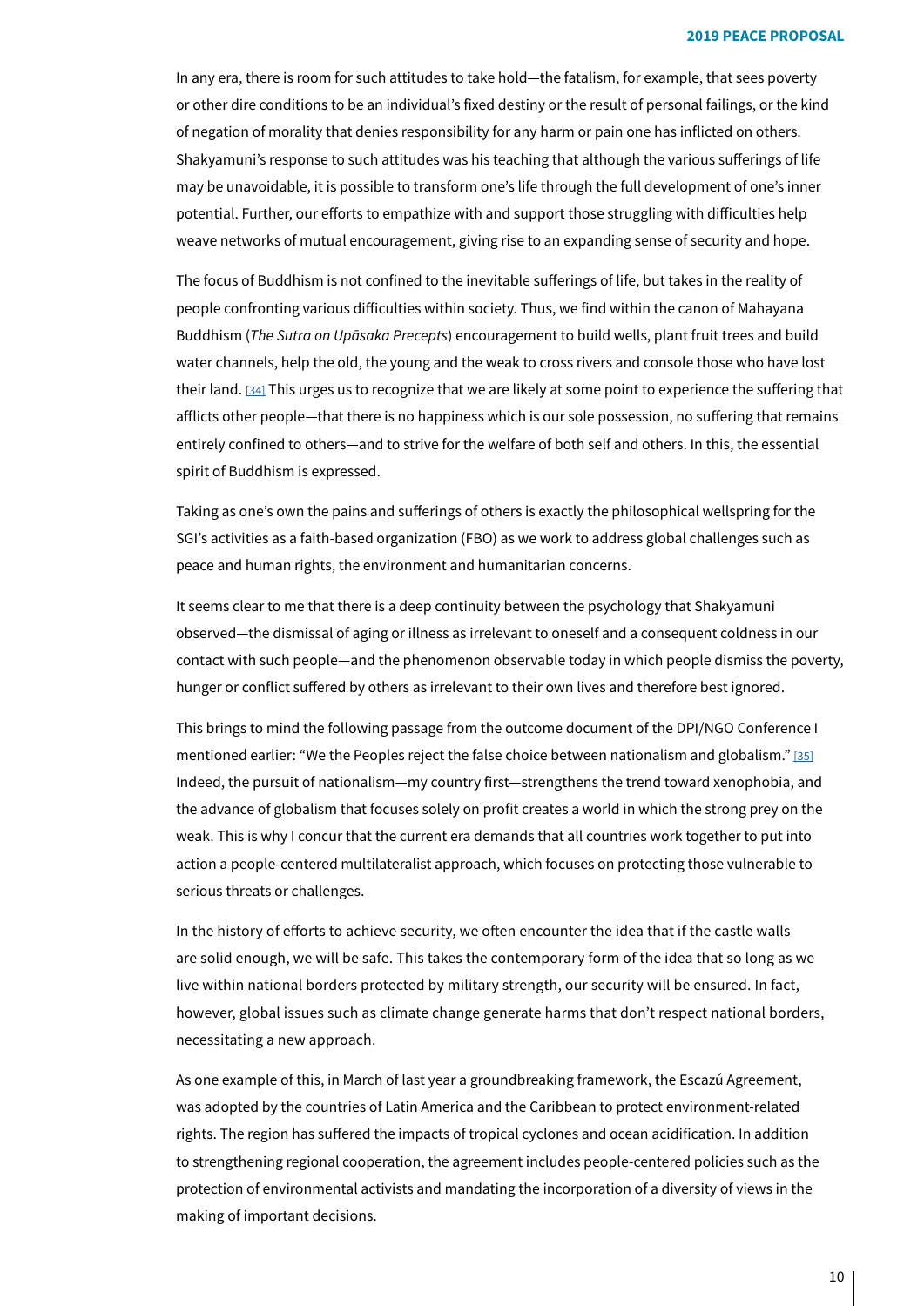In any era, there is room for such attitudes to take hold—the fatalism, for example, that sees poverty or other dire conditions to be an individual's fixed destiny or the result of personal failings, or the kind of negation of morality that denies responsibility for any harm or pain one has inflicted on others. Shakyamuni's response to such attitudes was his teaching that although the various sufferings of life may be unavoidable, it is possible to transform one's life through the full development of one's inner potential. Further, our efforts to empathize with and support those struggling with difficulties help weave networks of mutual encouragement, giving rise to an expanding sense of security and hope.

The focus of Buddhism is not confined to the inevitable sufferings of life, but takes in the reality of people confronting various difficulties within society. Thus, we find within the canon of Mahayana Buddhism (*The Sutra on Upāsaka Precepts*) encouragement to build wells, plant fruit trees and build water channels, help the old, the young and the weak to cross rivers and console those who have lost their land. [34] This urges us to recognize that we are likely at some point to experience the suffering that afflicts other people—that there is no happiness which is our sole possession, no suffering that remains entirely confined to others—and to strive for the welfare of both self and others. In this, the essential spirit of Buddhism is expressed.

Taking as one's own the pains and sufferings of others is exactly the philosophical wellspring for the SGI's activities as a faith-based organization (FBO) as we work to address global challenges such as peace and human rights, the environment and humanitarian concerns.

It seems clear to me that there is a deep continuity between the psychology that Shakyamuni observed—the dismissal of aging or illness as irrelevant to oneself and a consequent coldness in our contact with such people—and the phenomenon observable today in which people dismiss the poverty, hunger or conflict suffered by others as irrelevant to their own lives and therefore best ignored.

This brings to mind the following passage from the outcome document of the DPI/NGO Conference I mentioned earlier: "We the Peoples reject the false choice between nationalism and globalism." [35] Indeed, the pursuit of nationalism—my country first—strengthens the trend toward xenophobia, and the advance of globalism that focuses solely on profit creates a world in which the strong prey on the weak. This is why I concur that the current era demands that all countries work together to put into action a people-centered multilateralist approach, which focuses on protecting those vulnerable to serious threats or challenges.

In the history of efforts to achieve security, we often encounter the idea that if the castle walls are solid enough, we will be safe. This takes the contemporary form of the idea that so long as we live within national borders protected by military strength, our security will be ensured. In fact, however, global issues such as climate change generate harms that don't respect national borders, necessitating a new approach.

As one example of this, in March of last year a groundbreaking framework, the Escazú Agreement, was adopted by the countries of Latin America and the Caribbean to protect environment-related rights. The region has suffered the impacts of tropical cyclones and ocean acidification. In addition to strengthening regional cooperation, the agreement includes people-centered policies such as the protection of environmental activists and mandating the incorporation of a diversity of views in the making of important decisions.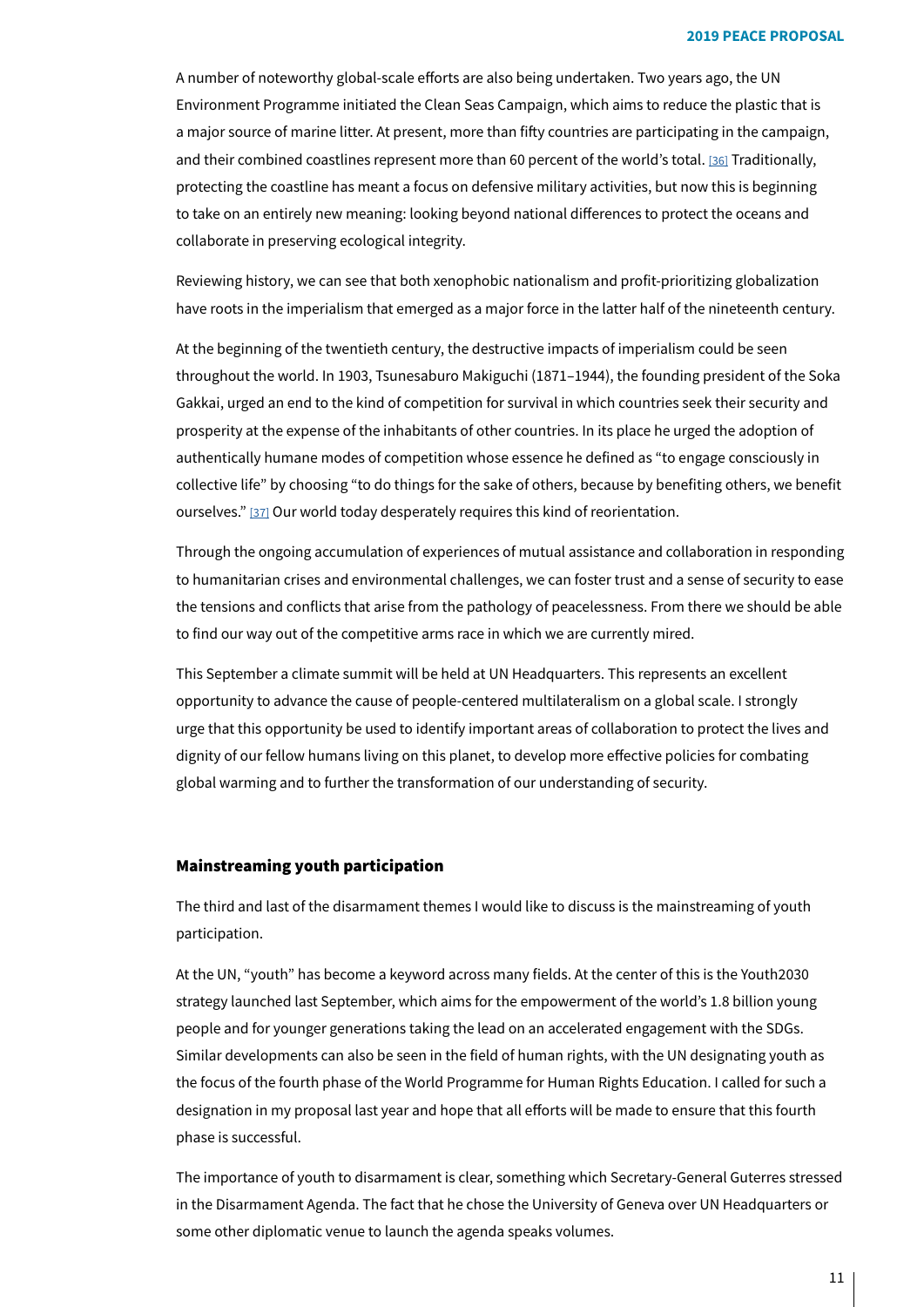A number of noteworthy global-scale efforts are also being undertaken. Two years ago, the UN Environment Programme initiated the Clean Seas Campaign, which aims to reduce the plastic that is a major source of marine litter. At present, more than fifty countries are participating in the campaign, and their combined coastlines represent more than 60 percent of the world's total. [36] Traditionally, protecting the coastline has meant a focus on defensive military activities, but now this is beginning to take on an entirely new meaning: looking beyond national differences to protect the oceans and collaborate in preserving ecological integrity.

Reviewing history, we can see that both xenophobic nationalism and profit-prioritizing globalization have roots in the imperialism that emerged as a major force in the latter half of the nineteenth century.

At the beginning of the twentieth century, the destructive impacts of imperialism could be seen throughout the world. In 1903, Tsunesaburo Makiguchi (1871–1944), the founding president of the Soka Gakkai, urged an end to the kind of competition for survival in which countries seek their security and prosperity at the expense of the inhabitants of other countries. In its place he urged the adoption of authentically humane modes of competition whose essence he defined as "to engage consciously in collective life" by choosing "to do things for the sake of others, because by benefiting others, we benefit ourselves." [37] Our world today desperately requires this kind of reorientation.

Through the ongoing accumulation of experiences of mutual assistance and collaboration in responding to humanitarian crises and environmental challenges, we can foster trust and a sense of security to ease the tensions and conflicts that arise from the pathology of peacelessness. From there we should be able to find our way out of the competitive arms race in which we are currently mired.

This September a climate summit will be held at UN Headquarters. This represents an excellent opportunity to advance the cause of people-centered multilateralism on a global scale. I strongly urge that this opportunity be used to identify important areas of collaboration to protect the lives and dignity of our fellow humans living on this planet, to develop more effective policies for combating global warming and to further the transformation of our understanding of security.

### Mainstreaming youth participation

The third and last of the disarmament themes I would like to discuss is the mainstreaming of youth participation.

At the UN, "youth" has become a keyword across many fields. At the center of this is the Youth2030 strategy launched last September, which aims for the empowerment of the world's 1.8 billion young people and for younger generations taking the lead on an accelerated engagement with the SDGs. Similar developments can also be seen in the field of human rights, with the UN designating youth as the focus of the fourth phase of the World Programme for Human Rights Education. I called for such a designation in my proposal last year and hope that all efforts will be made to ensure that this fourth phase is successful.

The importance of youth to disarmament is clear, something which Secretary-General Guterres stressed in the Disarmament Agenda. The fact that he chose the University of Geneva over UN Headquarters or some other diplomatic venue to launch the agenda speaks volumes.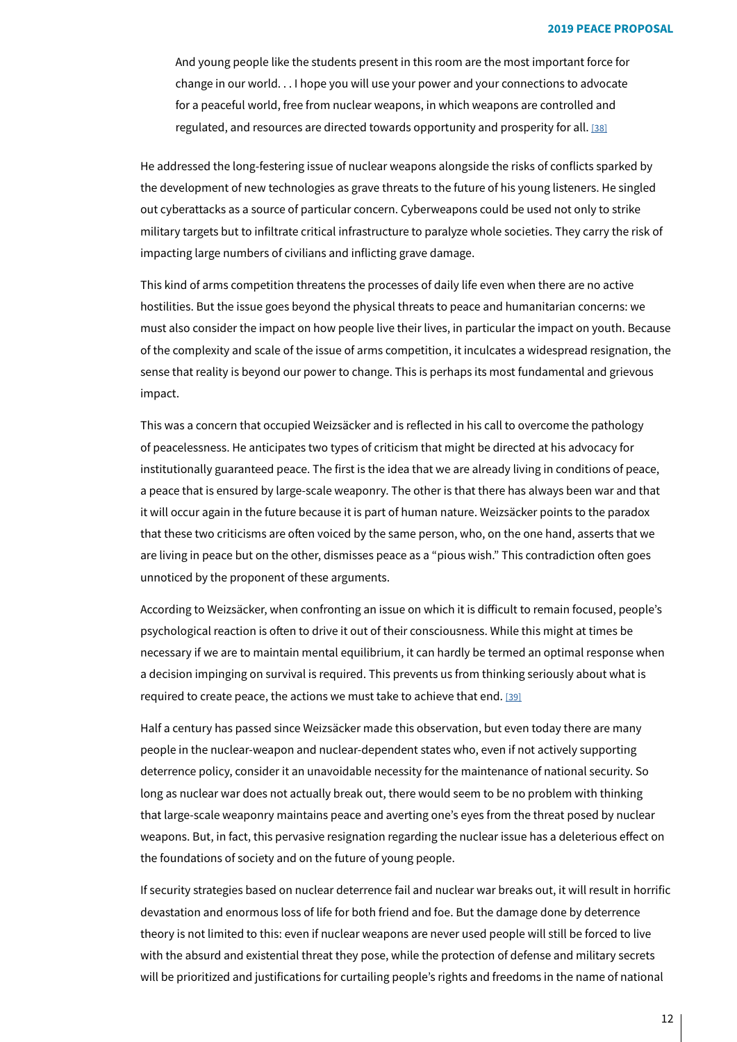> And young people like the students present in this room are the most important force for change in our world. . . I hope you will use your power and your connections to advocate for a peaceful world, free from nuclear weapons, in which weapons are controlled and regulated, and resources are directed towards opportunity and prosperity for all. [38]

He addressed the long-festering issue of nuclear weapons alongside the risks of conflicts sparked by the development of new technologies as grave threats to the future of his young listeners. He singled out cyberattacks as a source of particular concern. Cyberweapons could be used not only to strike military targets but to infiltrate critical infrastructure to paralyze whole societies. They carry the risk of impacting large numbers of civilians and inflicting grave damage.

This kind of arms competition threatens the processes of daily life even when there are no active hostilities. But the issue goes beyond the physical threats to peace and humanitarian concerns: we must also consider the impact on how people live their lives, in particular the impact on youth. Because of the complexity and scale of the issue of arms competition, it inculcates a widespread resignation, the sense that reality is beyond our power to change. This is perhaps its most fundamental and grievous impact.

This was a concern that occupied Weizsäcker and is reflected in his call to overcome the pathology of peacelessness. He anticipates two types of criticism that might be directed at his advocacy for institutionally guaranteed peace. The first is the idea that we are already living in conditions of peace, a peace that is ensured by large-scale weaponry. The other is that there has always been war and that it will occur again in the future because it is part of human nature. Weizsäcker points to the paradox that these two criticisms are often voiced by the same person, who, on the one hand, asserts that we are living in peace but on the other, dismisses peace as a "pious wish." This contradiction often goes unnoticed by the proponent of these arguments.

According to Weizsäcker, when confronting an issue on which it is difficult to remain focused, people's psychological reaction is often to drive it out of their consciousness. While this might at times be necessary if we are to maintain mental equilibrium, it can hardly be termed an optimal response when a decision impinging on survival is required. This prevents us from thinking seriously about what is required to create peace, the actions we must take to achieve that end. [39]

Half a century has passed since Weizsäcker made this observation, but even today there are many people in the nuclear-weapon and nuclear-dependent states who, even if not actively supporting deterrence policy, consider it an unavoidable necessity for the maintenance of national security. So long as nuclear war does not actually break out, there would seem to be no problem with thinking that large-scale weaponry maintains peace and averting one's eyes from the threat posed by nuclear weapons. But, in fact, this pervasive resignation regarding the nuclear issue has a deleterious effect on the foundations of society and on the future of young people.

If security strategies based on nuclear deterrence fail and nuclear war breaks out, it will result in horrific devastation and enormous loss of life for both friend and foe. But the damage done by deterrence theory is not limited to this: even if nuclear weapons are never used people will still be forced to live with the absurd and existential threat they pose, while the protection of defense and military secrets will be prioritized and justifications for curtailing people's rights and freedoms in the name of national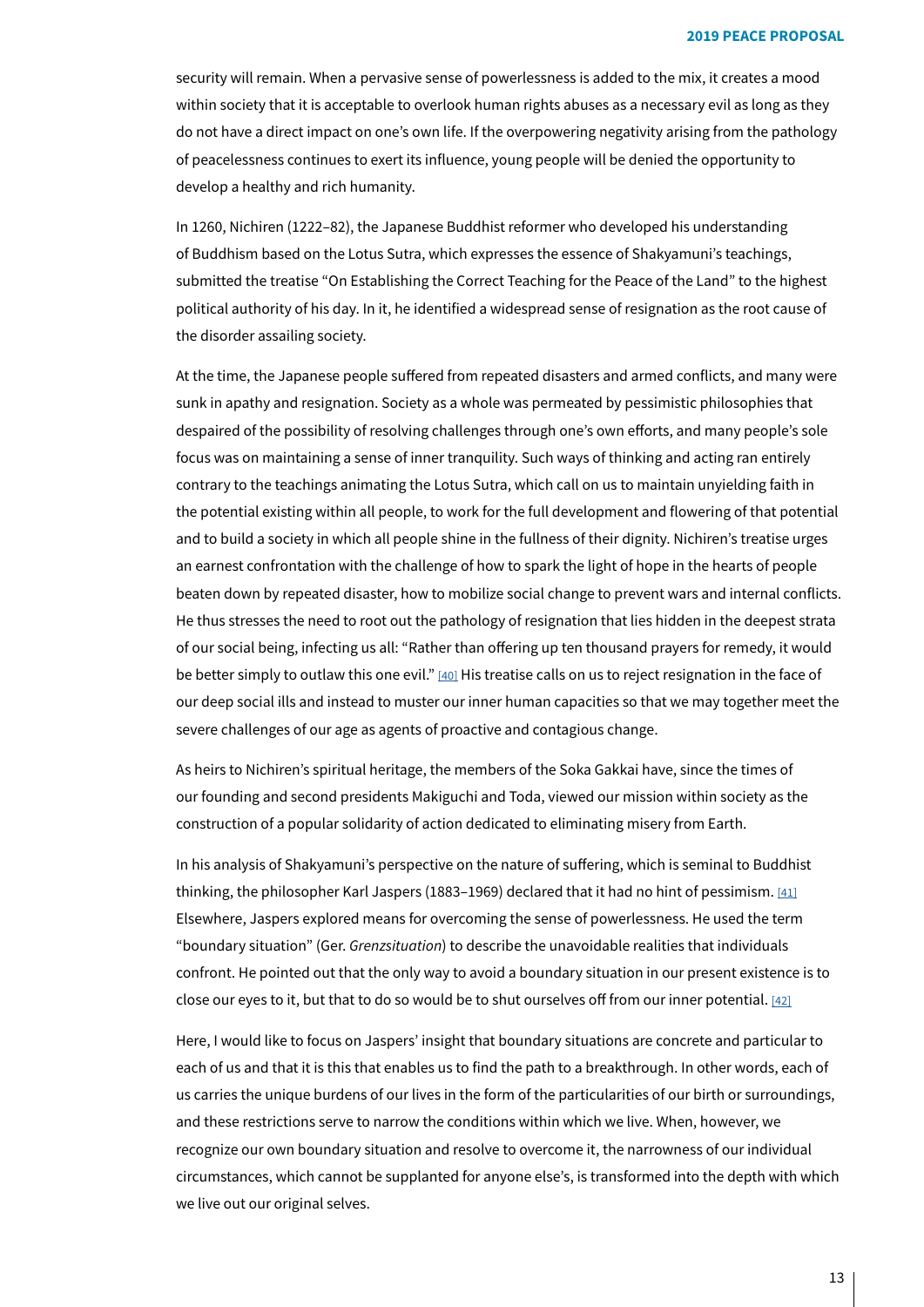security will remain. When a pervasive sense of powerlessness is added to the mix, it creates a mood within society that it is acceptable to overlook human rights abuses as a necessary evil as long as they do not have a direct impact on one's own life. If the overpowering negativity arising from the pathology of peacelessness continues to exert its influence, young people will be denied the opportunity to develop a healthy and rich humanity.

In 1260, Nichiren (1222–82), the Japanese Buddhist reformer who developed his understanding of Buddhism based on the Lotus Sutra, which expresses the essence of Shakyamuni's teachings, submitted the treatise "On Establishing the Correct Teaching for the Peace of the Land" to the highest political authority of his day. In it, he identified a widespread sense of resignation as the root cause of the disorder assailing society.

At the time, the Japanese people suffered from repeated disasters and armed conflicts, and many were sunk in apathy and resignation. Society as a whole was permeated by pessimistic philosophies that despaired of the possibility of resolving challenges through one's own efforts, and many people's sole focus was on maintaining a sense of inner tranquility. Such ways of thinking and acting ran entirely contrary to the teachings animating the Lotus Sutra, which call on us to maintain unyielding faith in the potential existing within all people, to work for the full development and flowering of that potential and to build a society in which all people shine in the fullness of their dignity. Nichiren's treatise urges an earnest confrontation with the challenge of how to spark the light of hope in the hearts of people beaten down by repeated disaster, how to mobilize social change to prevent wars and internal conflicts. He thus stresses the need to root out the pathology of resignation that lies hidden in the deepest strata of our social being, infecting us all: "Rather than offering up ten thousand prayers for remedy, it would be better simply to outlaw this one evil." [40] His treatise calls on us to reject resignation in the face of our deep social ills and instead to muster our inner human capacities so that we may together meet the severe challenges of our age as agents of proactive and contagious change.

As heirs to Nichiren's spiritual heritage, the members of the Soka Gakkai have, since the times of our founding and second presidents Makiguchi and Toda, viewed our mission within society as the construction of a popular solidarity of action dedicated to eliminating misery from Earth.

In his analysis of Shakyamuni's perspective on the nature of suffering, which is seminal to Buddhist thinking, the philosopher Karl Jaspers (1883–1969) declared that it had no hint of pessimism. [41] Elsewhere, Jaspers explored means for overcoming the sense of powerlessness. He used the term "boundary situation" (Ger. *Grenzsituation*) to describe the unavoidable realities that individuals confront. He pointed out that the only way to avoid a boundary situation in our present existence is to close our eyes to it, but that to do so would be to shut ourselves off from our inner potential. [42]

Here, I would like to focus on Jaspers' insight that boundary situations are concrete and particular to each of us and that it is this that enables us to find the path to a breakthrough. In other words, each of us carries the unique burdens of our lives in the form of the particularities of our birth or surroundings, and these restrictions serve to narrow the conditions within which we live. When, however, we recognize our own boundary situation and resolve to overcome it, the narrowness of our individual circumstances, which cannot be supplanted for anyone else's, is transformed into the depth with which we live out our original selves.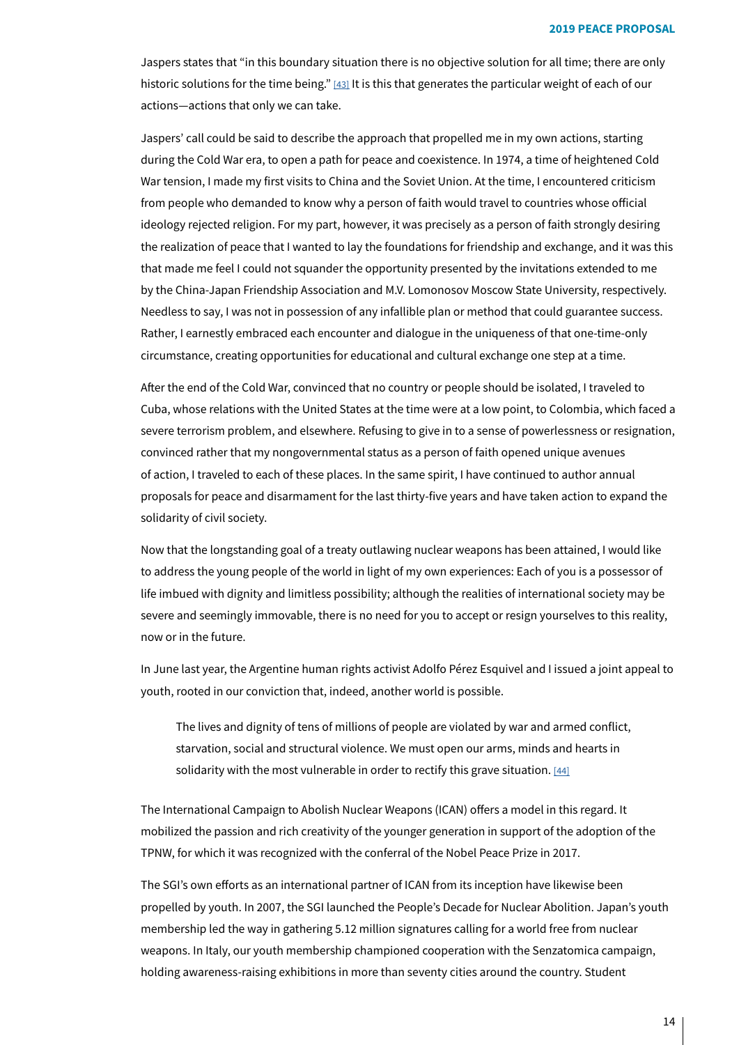Jaspers states that "in this boundary situation there is no objective solution for all time; there are only historic solutions for the time being." [43] It is this that generates the particular weight of each of our actions—actions that only we can take.

Jaspers' call could be said to describe the approach that propelled me in my own actions, starting during the Cold War era, to open a path for peace and coexistence. In 1974, a time of heightened Cold War tension, I made my first visits to China and the Soviet Union. At the time, I encountered criticism from people who demanded to know why a person of faith would travel to countries whose official ideology rejected religion. For my part, however, it was precisely as a person of faith strongly desiring the realization of peace that I wanted to lay the foundations for friendship and exchange, and it was this that made me feel I could not squander the opportunity presented by the invitations extended to me by the China-Japan Friendship Association and M.V. Lomonosov Moscow State University, respectively. Needless to say, I was not in possession of any infallible plan or method that could guarantee success. Rather, I earnestly embraced each encounter and dialogue in the uniqueness of that one-time-only circumstance, creating opportunities for educational and cultural exchange one step at a time.

After the end of the Cold War, convinced that no country or people should be isolated, I traveled to Cuba, whose relations with the United States at the time were at a low point, to Colombia, which faced a severe terrorism problem, and elsewhere. Refusing to give in to a sense of powerlessness or resignation, convinced rather that my nongovernmental status as a person of faith opened unique avenues of action, I traveled to each of these places. In the same spirit, I have continued to author annual proposals for peace and disarmament for the last thirty-five years and have taken action to expand the solidarity of civil society.

Now that the longstanding goal of a treaty outlawing nuclear weapons has been attained, I would like to address the young people of the world in light of my own experiences: Each of you is a possessor of life imbued with dignity and limitless possibility; although the realities of international society may be severe and seemingly immovable, there is no need for you to accept or resign yourselves to this reality, now or in the future.

In June last year, the Argentine human rights activist Adolfo Pérez Esquivel and I issued a joint appeal to youth, rooted in our conviction that, indeed, another world is possible.

> The lives and dignity of tens of millions of people are violated by war and armed conflict, starvation, social and structural violence. We must open our arms, minds and hearts in solidarity with the most vulnerable in order to rectify this grave situation. [44]

The International Campaign to Abolish Nuclear Weapons (ICAN) offers a model in this regard. It mobilized the passion and rich creativity of the younger generation in support of the adoption of the TPNW, for which it was recognized with the conferral of the Nobel Peace Prize in 2017.

The SGI's own efforts as an international partner of ICAN from its inception have likewise been propelled by youth. In 2007, the SGI launched the People's Decade for Nuclear Abolition. Japan's youth membership led the way in gathering 5.12 million signatures calling for a world free from nuclear weapons. In Italy, our youth membership championed cooperation with the Senzatomica campaign, holding awareness-raising exhibitions in more than seventy cities around the country. Student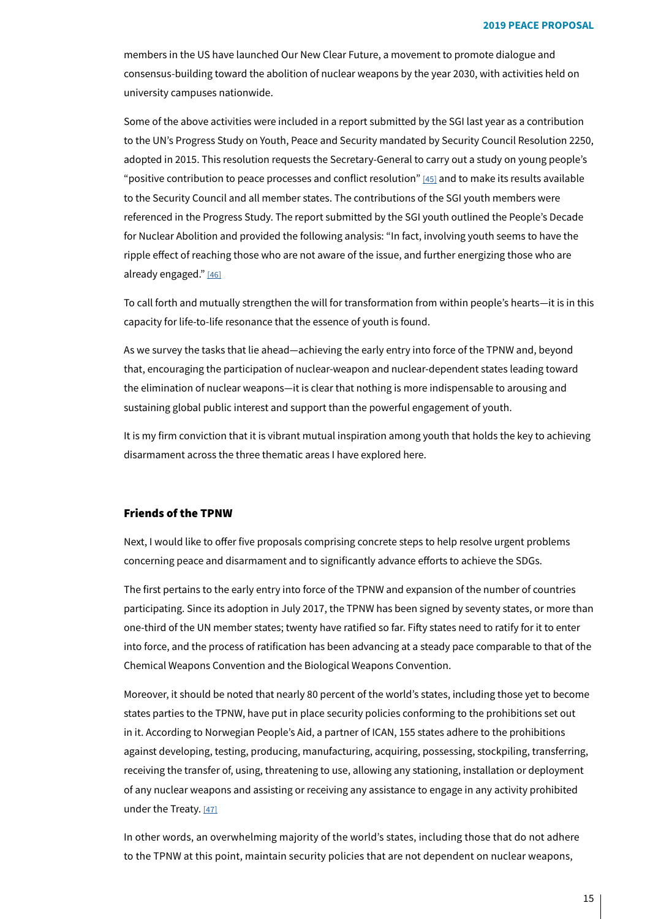members in the US have launched Our New Clear Future, a movement to promote dialogue and consensus-building toward the abolition of nuclear weapons by the year 2030, with activities held on university campuses nationwide.

Some of the above activities were included in a report submitted by the SGI last year as a contribution to the UN's Progress Study on Youth, Peace and Security mandated by Security Council Resolution 2250, adopted in 2015. This resolution requests the Secretary-General to carry out a study on young people's "positive contribution to peace processes and conflict resolution" [45] and to make its results available to the Security Council and all member states. The contributions of the SGI youth members were referenced in the Progress Study. The report submitted by the SGI youth outlined the People's Decade for Nuclear Abolition and provided the following analysis: "In fact, involving youth seems to have the ripple effect of reaching those who are not aware of the issue, and further energizing those who are already engaged." [46]

To call forth and mutually strengthen the will for transformation from within people's hearts—it is in this capacity for life-to-life resonance that the essence of youth is found.

As we survey the tasks that lie ahead—achieving the early entry into force of the TPNW and, beyond that, encouraging the participation of nuclear-weapon and nuclear-dependent states leading toward the elimination of nuclear weapons—it is clear that nothing is more indispensable to arousing and sustaining global public interest and support than the powerful engagement of youth.

It is my firm conviction that it is vibrant mutual inspiration among youth that holds the key to achieving disarmament across the three thematic areas I have explored here.

## Friends of the TPNW

Next, I would like to offer five proposals comprising concrete steps to help resolve urgent problems concerning peace and disarmament and to significantly advance efforts to achieve the SDGs.

The first pertains to the early entry into force of the TPNW and expansion of the number of countries participating. Since its adoption in July 2017, the TPNW has been signed by seventy states, or more than one-third of the UN member states; twenty have ratified so far. Fifty states need to ratify for it to enter into force, and the process of ratification has been advancing at a steady pace comparable to that of the Chemical Weapons Convention and the Biological Weapons Convention.

Moreover, it should be noted that nearly 80 percent of the world's states, including those yet to become states parties to the TPNW, have put in place security policies conforming to the prohibitions set out in it. According to Norwegian People's Aid, a partner of ICAN, 155 states adhere to the prohibitions against developing, testing, producing, manufacturing, acquiring, possessing, stockpiling, transferring, receiving the transfer of, using, threatening to use, allowing any stationing, installation or deployment of any nuclear weapons and assisting or receiving any assistance to engage in any activity prohibited under the Treaty. [47]

In other words, an overwhelming majority of the world's states, including those that do not adhere to the TPNW at this point, maintain security policies that are not dependent on nuclear weapons,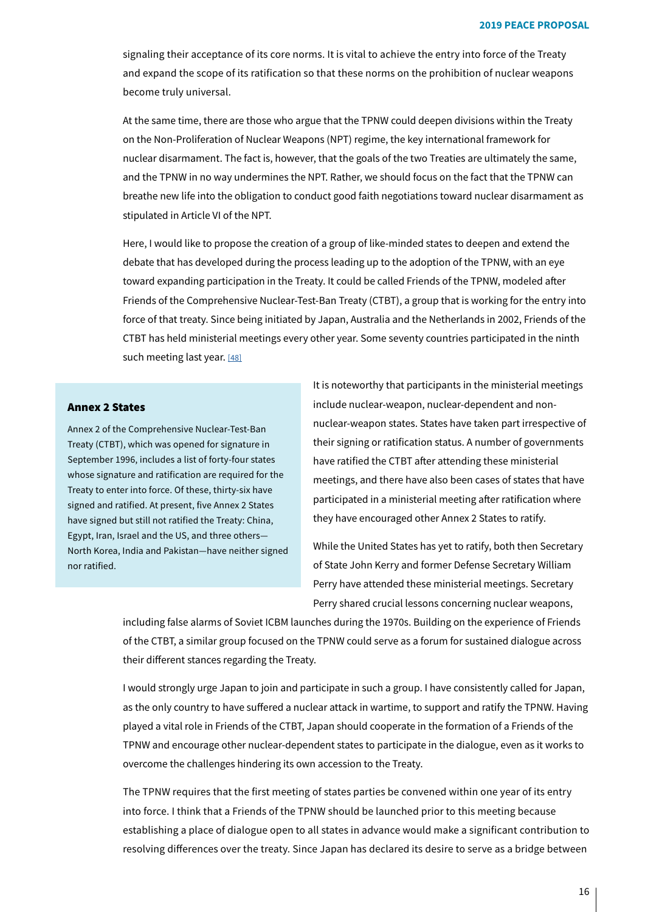signaling their acceptance of its core norms. It is vital to achieve the entry into force of the Treaty and expand the scope of its ratification so that these norms on the prohibition of nuclear weapons become truly universal.

At the same time, there are those who argue that the TPNW could deepen divisions within the Treaty on the Non-Proliferation of Nuclear Weapons (NPT) regime, the key international framework for nuclear disarmament. The fact is, however, that the goals of the two Treaties are ultimately the same, and the TPNW in no way undermines the NPT. Rather, we should focus on the fact that the TPNW can breathe new life into the obligation to conduct good faith negotiations toward nuclear disarmament as stipulated in Article VI of the NPT.

Here, I would like to propose the creation of a group of like-minded states to deepen and extend the debate that has developed during the process leading up to the adoption of the TPNW, with an eye toward expanding participation in the Treaty. It could be called Friends of the TPNW, modeled after Friends of the Comprehensive Nuclear-Test-Ban Treaty (CTBT), a group that is working for the entry into force of that treaty. Since being initiated by Japan, Australia and the Netherlands in 2002, Friends of the CTBT has held ministerial meetings every other year. Some seventy countries participated in the ninth such meeting last year. [48]

It is noteworthy that participants in the ministerial meetings include nuclear-weapon, nuclear-dependent and non-nuclear-weapon states. States have taken part irrespective of their signing or ratification status. A number of governments have ratified the CTBT after attending these ministerial meetings, and there have also been cases of states that have participated in a ministerial meeting after ratification where they have encouraged other Annex 2 States to ratify.

While the United States has yet to ratify, both then Secretary of State John Kerry and former Defense Secretary William Perry have attended these ministerial meetings. Secretary Perry shared crucial lessons concerning nuclear weapons, including false alarms of Soviet ICBM launches during the 1970s. Building on the experience of Friends of the CTBT, a similar group focused on the TPNW could serve as a forum for sustained dialogue across their different stances regarding the Treaty.

> **Annex 2 States**
>
> Annex 2 of the Comprehensive Nuclear-Test-Ban Treaty (CTBT), which was opened for signature in September 1996, includes a list of forty-four states whose signature and ratification are required for the Treaty to enter into force. Of these, thirty-six have signed and ratified. At present, five Annex 2 States have signed but still not ratified the Treaty: China, Egypt, Iran, Israel and the US, and three others—North Korea, India and Pakistan—have neither signed nor ratified.

I would strongly urge Japan to join and participate in such a group. I have consistently called for Japan, as the only country to have suffered a nuclear attack in wartime, to support and ratify the TPNW. Having played a vital role in Friends of the CTBT, Japan should cooperate in the formation of a Friends of the TPNW and encourage other nuclear-dependent states to participate in the dialogue, even as it works to overcome the challenges hindering its own accession to the Treaty.

The TPNW requires that the first meeting of states parties be convened within one year of its entry into force. I think that a Friends of the TPNW should be launched prior to this meeting because establishing a place of dialogue open to all states in advance would make a significant contribution to resolving differences over the treaty. Since Japan has declared its desire to serve as a bridge between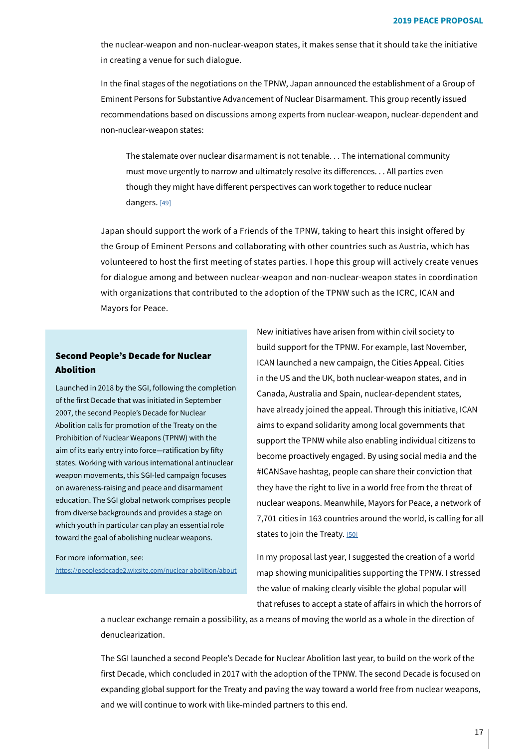the nuclear-weapon and non-nuclear-weapon states, it makes sense that it should take the initiative in creating a venue for such dialogue.

In the final stages of the negotiations on the TPNW, Japan announced the establishment of a Group of Eminent Persons for Substantive Advancement of Nuclear Disarmament. This group recently issued recommendations based on discussions among experts from nuclear-weapon, nuclear-dependent and non-nuclear-weapon states:

> The stalemate over nuclear disarmament is not tenable. . . The international community must move urgently to narrow and ultimately resolve its differences. . . All parties even though they might have different perspectives can work together to reduce nuclear dangers. [49]

Japan should support the work of a Friends of the TPNW, taking to heart this insight offered by the Group of Eminent Persons and collaborating with other countries such as Austria, which has volunteered to host the first meeting of states parties. I hope this group will actively create venues for dialogue among and between nuclear-weapon and non-nuclear-weapon states in coordination with organizations that contributed to the adoption of the TPNW such as the ICRC, ICAN and Mayors for Peace.

New initiatives have arisen from within civil society to build support for the TPNW. For example, last November, ICAN launched a new campaign, the Cities Appeal. Cities in the US and the UK, both nuclear-weapon states, and in Canada, Australia and Spain, nuclear-dependent states, have already joined the appeal. Through this initiative, ICAN aims to expand solidarity among local governments that support the TPNW while also enabling individual citizens to become proactively engaged. By using social media and the #ICANSave hashtag, people can share their conviction that they have the right to live in a world free from the threat of nuclear weapons. Meanwhile, Mayors for Peace, a network of 7,701 cities in 163 countries around the world, is calling for all states to join the Treaty. [50]

In my proposal last year, I suggested the creation of a world map showing municipalities supporting the TPNW. I stressed the value of making clearly visible the global popular will that refuses to accept a state of affairs in which the horrors of a nuclear exchange remain a possibility, as a means of moving the world as a whole in the direction of denuclearization.

The SGI launched a second People's Decade for Nuclear Abolition last year, to build on the work of the first Decade, which concluded in 2017 with the adoption of the TPNW. The second Decade is focused on expanding global support for the Treaty and paving the way toward a world free from nuclear weapons, and we will continue to work with like-minded partners to this end.

### Second People's Decade for Nuclear Abolition

Launched in 2018 by the SGI, following the completion of the first Decade that was initiated in September 2007, the second People's Decade for Nuclear Abolition calls for promotion of the Treaty on the Prohibition of Nuclear Weapons (TPNW) with the aim of its early entry into force—ratification by fifty states. Working with various international antinuclear weapon movements, this SGI-led campaign focuses on awareness-raising and peace and disarmament education. The SGI global network comprises people from diverse backgrounds and provides a stage on which youth in particular can play an essential role toward the goal of abolishing nuclear weapons.

For more information, see:
https://peoplesdecade2.wixsite.com/nuclear-abolition/about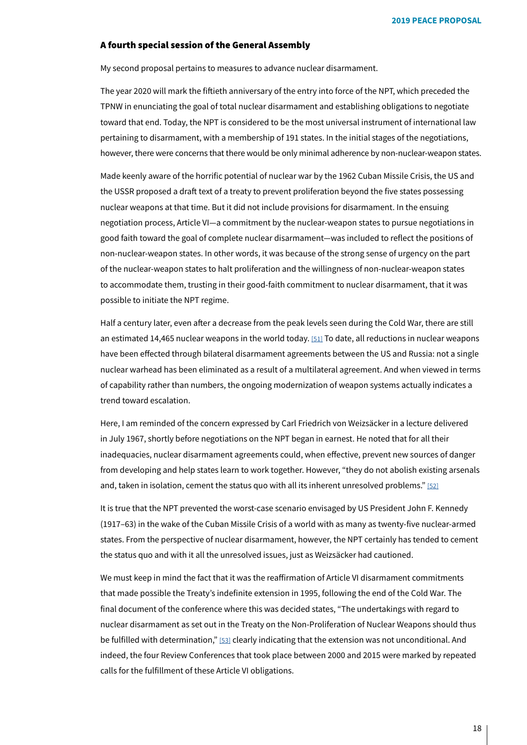### A fourth special session of the General Assembly

My second proposal pertains to measures to advance nuclear disarmament.

The year 2020 will mark the fiftieth anniversary of the entry into force of the NPT, which preceded the TPNW in enunciating the goal of total nuclear disarmament and establishing obligations to negotiate toward that end. Today, the NPT is considered to be the most universal instrument of international law pertaining to disarmament, with a membership of 191 states. In the initial stages of the negotiations, however, there were concerns that there would be only minimal adherence by non-nuclear-weapon states.

Made keenly aware of the horrific potential of nuclear war by the 1962 Cuban Missile Crisis, the US and the USSR proposed a draft text of a treaty to prevent proliferation beyond the five states possessing nuclear weapons at that time. But it did not include provisions for disarmament. In the ensuing negotiation process, Article VI—a commitment by the nuclear-weapon states to pursue negotiations in good faith toward the goal of complete nuclear disarmament—was included to reflect the positions of non-nuclear-weapon states. In other words, it was because of the strong sense of urgency on the part of the nuclear-weapon states to halt proliferation and the willingness of non-nuclear-weapon states to accommodate them, trusting in their good-faith commitment to nuclear disarmament, that it was possible to initiate the NPT regime.

Half a century later, even after a decrease from the peak levels seen during the Cold War, there are still an estimated 14,465 nuclear weapons in the world today. [51] To date, all reductions in nuclear weapons have been effected through bilateral disarmament agreements between the US and Russia: not a single nuclear warhead has been eliminated as a result of a multilateral agreement. And when viewed in terms of capability rather than numbers, the ongoing modernization of weapon systems actually indicates a trend toward escalation.

Here, I am reminded of the concern expressed by Carl Friedrich von Weizsäcker in a lecture delivered in July 1967, shortly before negotiations on the NPT began in earnest. He noted that for all their inadequacies, nuclear disarmament agreements could, when effective, prevent new sources of danger from developing and help states learn to work together. However, "they do not abolish existing arsenals and, taken in isolation, cement the status quo with all its inherent unresolved problems." [52]

It is true that the NPT prevented the worst-case scenario envisaged by US President John F. Kennedy (1917–63) in the wake of the Cuban Missile Crisis of a world with as many as twenty-five nuclear-armed states. From the perspective of nuclear disarmament, however, the NPT certainly has tended to cement the status quo and with it all the unresolved issues, just as Weizsäcker had cautioned.

We must keep in mind the fact that it was the reaffirmation of Article VI disarmament commitments that made possible the Treaty's indefinite extension in 1995, following the end of the Cold War. The final document of the conference where this was decided states, "The undertakings with regard to nuclear disarmament as set out in the Treaty on the Non-Proliferation of Nuclear Weapons should thus be fulfilled with determination," [53] clearly indicating that the extension was not unconditional. And indeed, the four Review Conferences that took place between 2000 and 2015 were marked by repeated calls for the fulfillment of these Article VI obligations.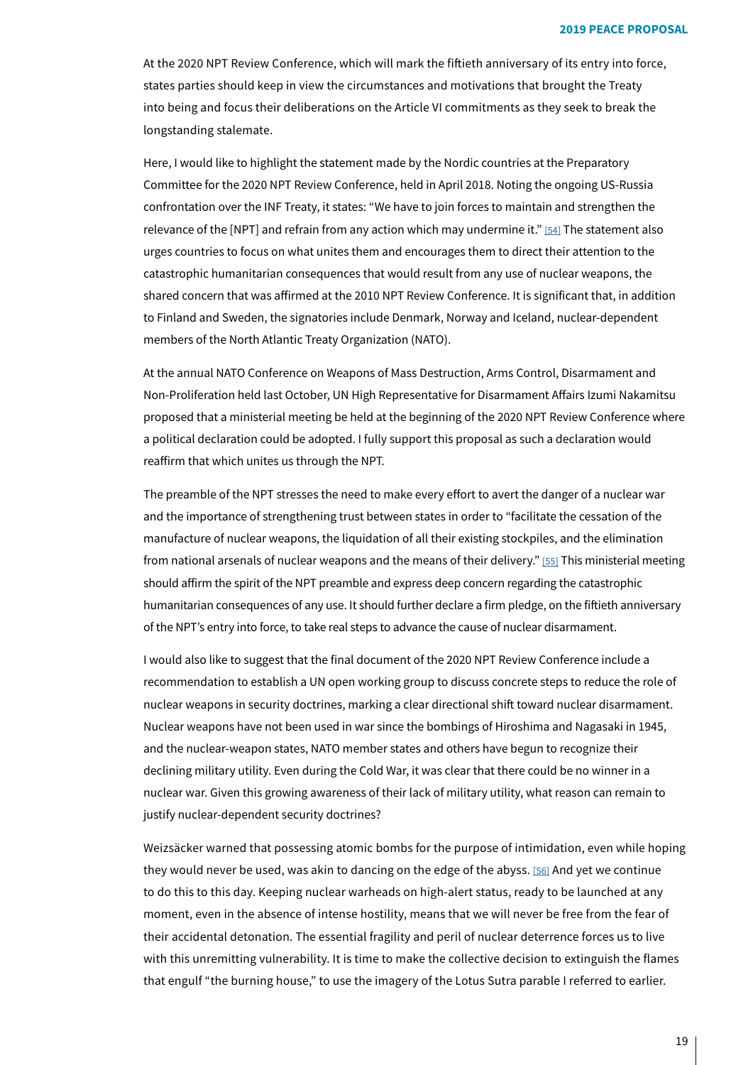At the 2020 NPT Review Conference, which will mark the fiftieth anniversary of its entry into force, states parties should keep in view the circumstances and motivations that brought the Treaty into being and focus their deliberations on the Article VI commitments as they seek to break the longstanding stalemate.

Here, I would like to highlight the statement made by the Nordic countries at the Preparatory Committee for the 2020 NPT Review Conference, held in April 2018. Noting the ongoing US-Russia confrontation over the INF Treaty, it states: "We have to join forces to maintain and strengthen the relevance of the [NPT] and refrain from any action which may undermine it." [54] The statement also urges countries to focus on what unites them and encourages them to direct their attention to the catastrophic humanitarian consequences that would result from any use of nuclear weapons, the shared concern that was affirmed at the 2010 NPT Review Conference. It is significant that, in addition to Finland and Sweden, the signatories include Denmark, Norway and Iceland, nuclear-dependent members of the North Atlantic Treaty Organization (NATO).

At the annual NATO Conference on Weapons of Mass Destruction, Arms Control, Disarmament and Non-Proliferation held last October, UN High Representative for Disarmament Affairs Izumi Nakamitsu proposed that a ministerial meeting be held at the beginning of the 2020 NPT Review Conference where a political declaration could be adopted. I fully support this proposal as such a declaration would reaffirm that which unites us through the NPT.

The preamble of the NPT stresses the need to make every effort to avert the danger of a nuclear war and the importance of strengthening trust between states in order to "facilitate the cessation of the manufacture of nuclear weapons, the liquidation of all their existing stockpiles, and the elimination from national arsenals of nuclear weapons and the means of their delivery." [55] This ministerial meeting should affirm the spirit of the NPT preamble and express deep concern regarding the catastrophic humanitarian consequences of any use. It should further declare a firm pledge, on the fiftieth anniversary of the NPT's entry into force, to take real steps to advance the cause of nuclear disarmament.

I would also like to suggest that the final document of the 2020 NPT Review Conference include a recommendation to establish a UN open working group to discuss concrete steps to reduce the role of nuclear weapons in security doctrines, marking a clear directional shift toward nuclear disarmament. Nuclear weapons have not been used in war since the bombings of Hiroshima and Nagasaki in 1945, and the nuclear-weapon states, NATO member states and others have begun to recognize their declining military utility. Even during the Cold War, it was clear that there could be no winner in a nuclear war. Given this growing awareness of their lack of military utility, what reason can remain to justify nuclear-dependent security doctrines?

Weizsäcker warned that possessing atomic bombs for the purpose of intimidation, even while hoping they would never be used, was akin to dancing on the edge of the abyss. [56] And yet we continue to do this to this day. Keeping nuclear warheads on high-alert status, ready to be launched at any moment, even in the absence of intense hostility, means that we will never be free from the fear of their accidental detonation. The essential fragility and peril of nuclear deterrence forces us to live with this unremitting vulnerability. It is time to make the collective decision to extinguish the flames that engulf "the burning house," to use the imagery of the Lotus Sutra parable I referred to earlier.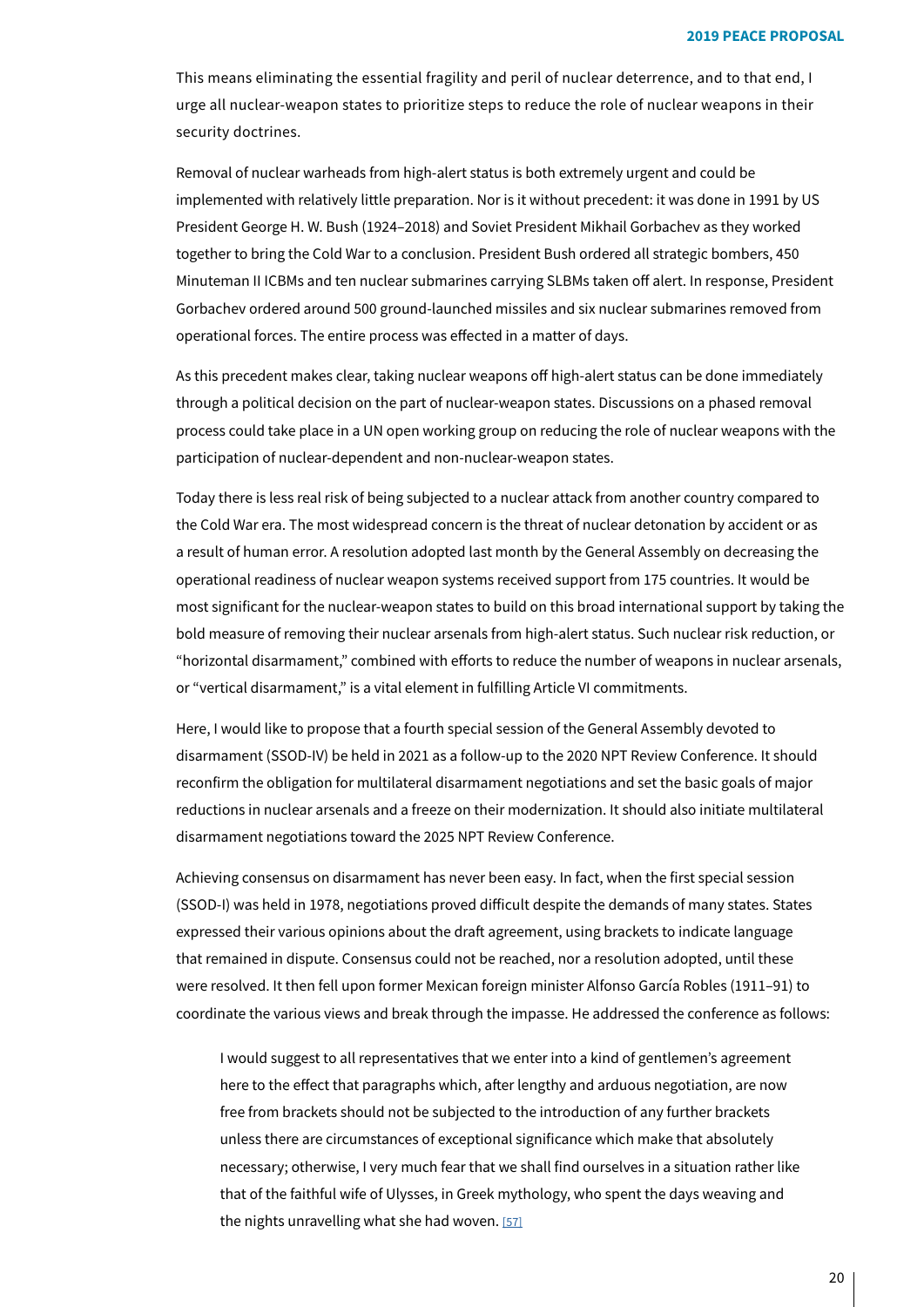This means eliminating the essential fragility and peril of nuclear deterrence, and to that end, I urge all nuclear-weapon states to prioritize steps to reduce the role of nuclear weapons in their security doctrines.

Removal of nuclear warheads from high-alert status is both extremely urgent and could be implemented with relatively little preparation. Nor is it without precedent: it was done in 1991 by US President George H. W. Bush (1924–2018) and Soviet President Mikhail Gorbachev as they worked together to bring the Cold War to a conclusion. President Bush ordered all strategic bombers, 450 Minuteman II ICBMs and ten nuclear submarines carrying SLBMs taken off alert. In response, President Gorbachev ordered around 500 ground-launched missiles and six nuclear submarines removed from operational forces. The entire process was effected in a matter of days.

As this precedent makes clear, taking nuclear weapons off high-alert status can be done immediately through a political decision on the part of nuclear-weapon states. Discussions on a phased removal process could take place in a UN open working group on reducing the role of nuclear weapons with the participation of nuclear-dependent and non-nuclear-weapon states.

Today there is less real risk of being subjected to a nuclear attack from another country compared to the Cold War era. The most widespread concern is the threat of nuclear detonation by accident or as a result of human error. A resolution adopted last month by the General Assembly on decreasing the operational readiness of nuclear weapon systems received support from 175 countries. It would be most significant for the nuclear-weapon states to build on this broad international support by taking the bold measure of removing their nuclear arsenals from high-alert status. Such nuclear risk reduction, or "horizontal disarmament," combined with efforts to reduce the number of weapons in nuclear arsenals, or "vertical disarmament," is a vital element in fulfilling Article VI commitments.

Here, I would like to propose that a fourth special session of the General Assembly devoted to disarmament (SSOD-IV) be held in 2021 as a follow-up to the 2020 NPT Review Conference. It should reconfirm the obligation for multilateral disarmament negotiations and set the basic goals of major reductions in nuclear arsenals and a freeze on their modernization. It should also initiate multilateral disarmament negotiations toward the 2025 NPT Review Conference.

Achieving consensus on disarmament has never been easy. In fact, when the first special session (SSOD-I) was held in 1978, negotiations proved difficult despite the demands of many states. States expressed their various opinions about the draft agreement, using brackets to indicate language that remained in dispute. Consensus could not be reached, nor a resolution adopted, until these were resolved. It then fell upon former Mexican foreign minister Alfonso García Robles (1911–91) to coordinate the various views and break through the impasse. He addressed the conference as follows:

> I would suggest to all representatives that we enter into a kind of gentlemen's agreement here to the effect that paragraphs which, after lengthy and arduous negotiation, are now free from brackets should not be subjected to the introduction of any further brackets unless there are circumstances of exceptional significance which make that absolutely necessary; otherwise, I very much fear that we shall find ourselves in a situation rather like that of the faithful wife of Ulysses, in Greek mythology, who spent the days weaving and the nights unravelling what she had woven. [57]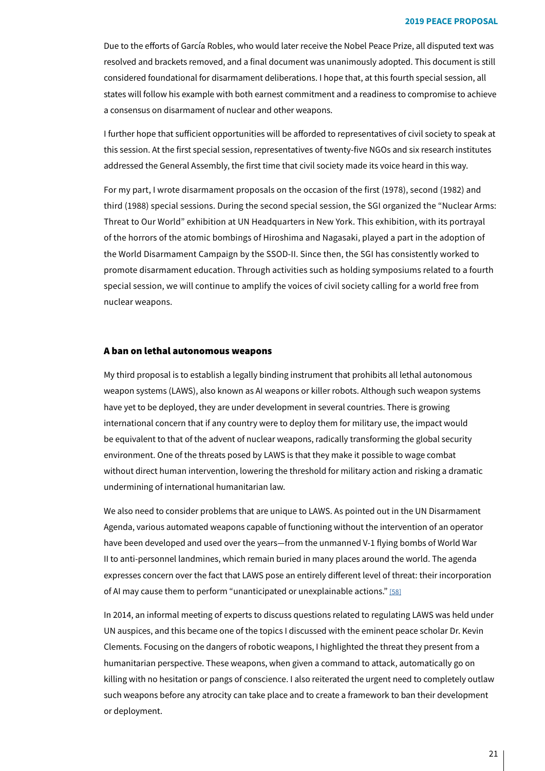Due to the efforts of García Robles, who would later receive the Nobel Peace Prize, all disputed text was resolved and brackets removed, and a final document was unanimously adopted. This document is still considered foundational for disarmament deliberations. I hope that, at this fourth special session, all states will follow his example with both earnest commitment and a readiness to compromise to achieve a consensus on disarmament of nuclear and other weapons.

I further hope that sufficient opportunities will be afforded to representatives of civil society to speak at this session. At the first special session, representatives of twenty-five NGOs and six research institutes addressed the General Assembly, the first time that civil society made its voice heard in this way.

For my part, I wrote disarmament proposals on the occasion of the first (1978), second (1982) and third (1988) special sessions. During the second special session, the SGI organized the "Nuclear Arms: Threat to Our World" exhibition at UN Headquarters in New York. This exhibition, with its portrayal of the horrors of the atomic bombings of Hiroshima and Nagasaki, played a part in the adoption of the World Disarmament Campaign by the SSOD-II. Since then, the SGI has consistently worked to promote disarmament education. Through activities such as holding symposiums related to a fourth special session, we will continue to amplify the voices of civil society calling for a world free from nuclear weapons.

## A ban on lethal autonomous weapons

My third proposal is to establish a legally binding instrument that prohibits all lethal autonomous weapon systems (LAWS), also known as AI weapons or killer robots. Although such weapon systems have yet to be deployed, they are under development in several countries. There is growing international concern that if any country were to deploy them for military use, the impact would be equivalent to that of the advent of nuclear weapons, radically transforming the global security environment. One of the threats posed by LAWS is that they make it possible to wage combat without direct human intervention, lowering the threshold for military action and risking a dramatic undermining of international humanitarian law.

We also need to consider problems that are unique to LAWS. As pointed out in the UN Disarmament Agenda, various automated weapons capable of functioning without the intervention of an operator have been developed and used over the years—from the unmanned V-1 flying bombs of World War II to anti-personnel landmines, which remain buried in many places around the world. The agenda expresses concern over the fact that LAWS pose an entirely different level of threat: their incorporation of AI may cause them to perform "unanticipated or unexplainable actions." [58]

In 2014, an informal meeting of experts to discuss questions related to regulating LAWS was held under UN auspices, and this became one of the topics I discussed with the eminent peace scholar Dr. Kevin Clements. Focusing on the dangers of robotic weapons, I highlighted the threat they present from a humanitarian perspective. These weapons, when given a command to attack, automatically go on killing with no hesitation or pangs of conscience. I also reiterated the urgent need to completely outlaw such weapons before any atrocity can take place and to create a framework to ban their development or deployment.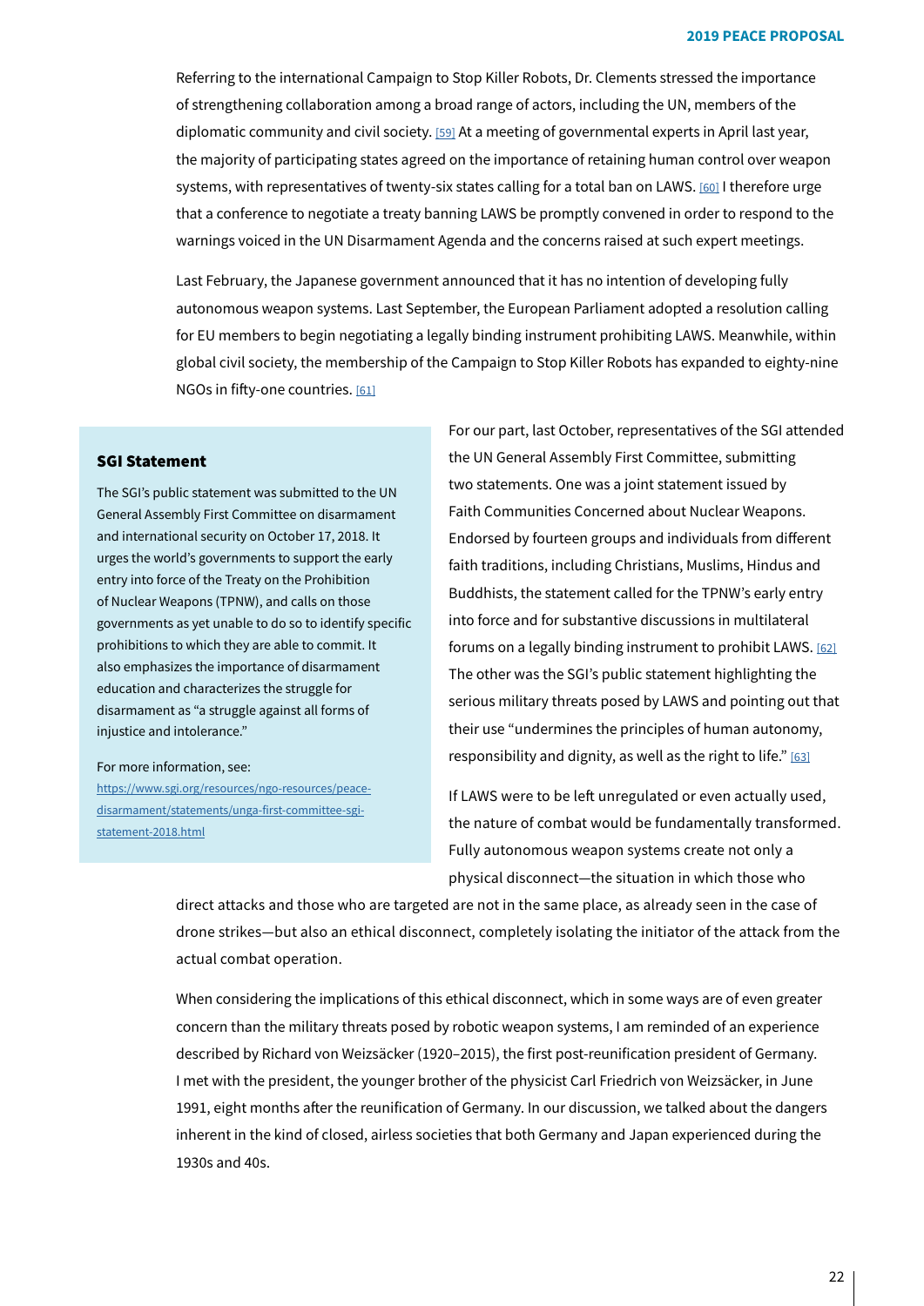Referring to the international Campaign to Stop Killer Robots, Dr. Clements stressed the importance of strengthening collaboration among a broad range of actors, including the UN, members of the diplomatic community and civil society. [59] At a meeting of governmental experts in April last year, the majority of participating states agreed on the importance of retaining human control over weapon systems, with representatives of twenty-six states calling for a total ban on LAWS. [60] I therefore urge that a conference to negotiate a treaty banning LAWS be promptly convened in order to respond to the warnings voiced in the UN Disarmament Agenda and the concerns raised at such expert meetings.

Last February, the Japanese government announced that it has no intention of developing fully autonomous weapon systems. Last September, the European Parliament adopted a resolution calling for EU members to begin negotiating a legally binding instrument prohibiting LAWS. Meanwhile, within global civil society, the membership of the Campaign to Stop Killer Robots has expanded to eighty-nine NGOs in fifty-one countries. [61]

For our part, last October, representatives of the SGI attended the UN General Assembly First Committee, submitting two statements. One was a joint statement issued by Faith Communities Concerned about Nuclear Weapons. Endorsed by fourteen groups and individuals from different faith traditions, including Christians, Muslims, Hindus and Buddhists, the statement called for the TPNW's early entry into force and for substantive discussions in multilateral forums on a legally binding instrument to prohibit LAWS. [62] The other was the SGI's public statement highlighting the serious military threats posed by LAWS and pointing out that their use "undermines the principles of human autonomy, responsibility and dignity, as well as the right to life." [63]

If LAWS were to be left unregulated or even actually used, the nature of combat would be fundamentally transformed. Fully autonomous weapon systems create not only a physical disconnect—the situation in which those who direct attacks and those who are targeted are not in the same place, as already seen in the case of drone strikes—but also an ethical disconnect, completely isolating the initiator of the attack from the actual combat operation.

When considering the implications of this ethical disconnect, which in some ways are of even greater concern than the military threats posed by robotic weapon systems, I am reminded of an experience described by Richard von Weizsäcker (1920–2015), the first post-reunification president of Germany. I met with the president, the younger brother of the physicist Carl Friedrich von Weizsäcker, in June 1991, eight months after the reunification of Germany. In our discussion, we talked about the dangers inherent in the kind of closed, airless societies that both Germany and Japan experienced during the 1930s and 40s.

> **SGI Statement**
>
> The SGI's public statement was submitted to the UN General Assembly First Committee on disarmament and international security on October 17, 2018. It urges the world's governments to support the early entry into force of the Treaty on the Prohibition of Nuclear Weapons (TPNW), and calls on those governments as yet unable to do so to identify specific prohibitions to which they are able to commit. It also emphasizes the importance of disarmament education and characterizes the struggle for disarmament as "a struggle against all forms of injustice and intolerance."
>
> For more information, see: https://www.sgi.org/resources/ngo-resources/peace-disarmament/statements/unga-first-committee-sgi-statement-2018.html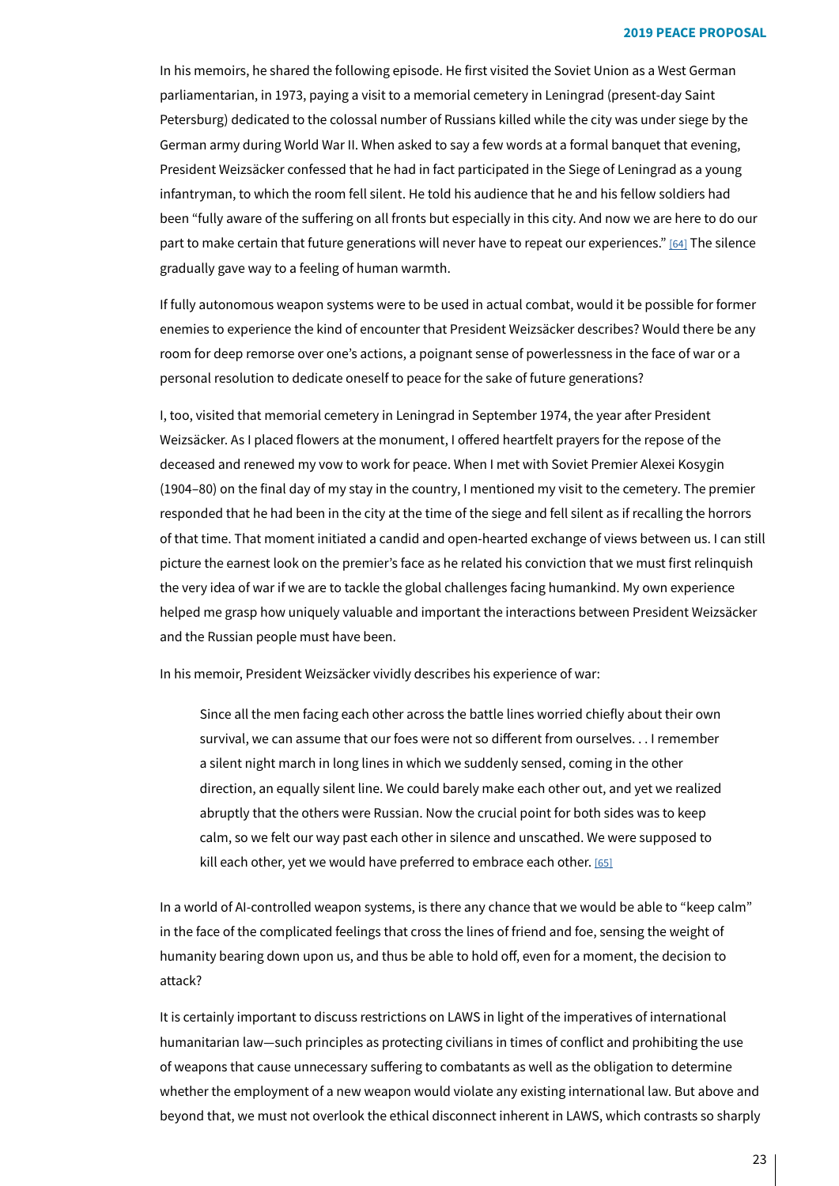In his memoirs, he shared the following episode. He first visited the Soviet Union as a West German parliamentarian, in 1973, paying a visit to a memorial cemetery in Leningrad (present-day Saint Petersburg) dedicated to the colossal number of Russians killed while the city was under siege by the German army during World War II. When asked to say a few words at a formal banquet that evening, President Weizsäcker confessed that he had in fact participated in the Siege of Leningrad as a young infantryman, to which the room fell silent. He told his audience that he and his fellow soldiers had been "fully aware of the suffering on all fronts but especially in this city. And now we are here to do our part to make certain that future generations will never have to repeat our experiences." [64] The silence gradually gave way to a feeling of human warmth.

If fully autonomous weapon systems were to be used in actual combat, would it be possible for former enemies to experience the kind of encounter that President Weizsäcker describes? Would there be any room for deep remorse over one's actions, a poignant sense of powerlessness in the face of war or a personal resolution to dedicate oneself to peace for the sake of future generations?

I, too, visited that memorial cemetery in Leningrad in September 1974, the year after President Weizsäcker. As I placed flowers at the monument, I offered heartfelt prayers for the repose of the deceased and renewed my vow to work for peace. When I met with Soviet Premier Alexei Kosygin (1904–80) on the final day of my stay in the country, I mentioned my visit to the cemetery. The premier responded that he had been in the city at the time of the siege and fell silent as if recalling the horrors of that time. That moment initiated a candid and open-hearted exchange of views between us. I can still picture the earnest look on the premier's face as he related his conviction that we must first relinquish the very idea of war if we are to tackle the global challenges facing humankind. My own experience helped me grasp how uniquely valuable and important the interactions between President Weizsäcker and the Russian people must have been.

In his memoir, President Weizsäcker vividly describes his experience of war:

> Since all the men facing each other across the battle lines worried chiefly about their own survival, we can assume that our foes were not so different from ourselves. . . I remember a silent night march in long lines in which we suddenly sensed, coming in the other direction, an equally silent line. We could barely make each other out, and yet we realized abruptly that the others were Russian. Now the crucial point for both sides was to keep calm, so we felt our way past each other in silence and unscathed. We were supposed to kill each other, yet we would have preferred to embrace each other. [65]

In a world of AI-controlled weapon systems, is there any chance that we would be able to "keep calm" in the face of the complicated feelings that cross the lines of friend and foe, sensing the weight of humanity bearing down upon us, and thus be able to hold off, even for a moment, the decision to attack?

It is certainly important to discuss restrictions on LAWS in light of the imperatives of international humanitarian law—such principles as protecting civilians in times of conflict and prohibiting the use of weapons that cause unnecessary suffering to combatants as well as the obligation to determine whether the employment of a new weapon would violate any existing international law. But above and beyond that, we must not overlook the ethical disconnect inherent in LAWS, which contrasts so sharply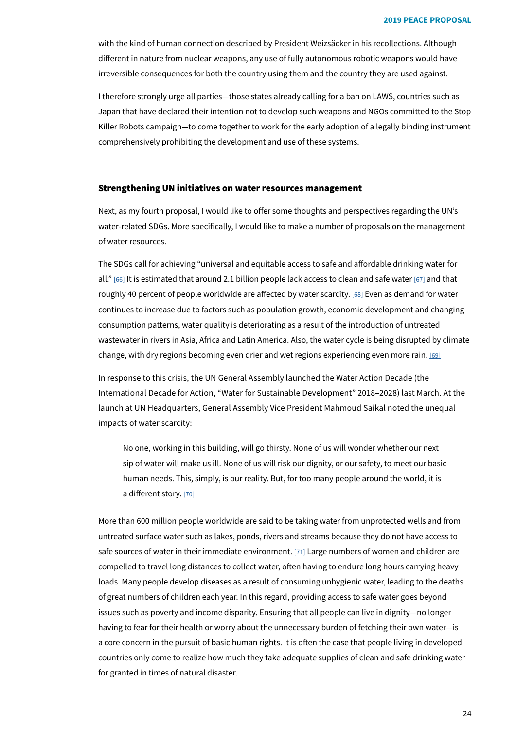with the kind of human connection described by President Weizsäcker in his recollections. Although different in nature from nuclear weapons, any use of fully autonomous robotic weapons would have irreversible consequences for both the country using them and the country they are used against.

I therefore strongly urge all parties—those states already calling for a ban on LAWS, countries such as Japan that have declared their intention not to develop such weapons and NGOs committed to the Stop Killer Robots campaign—to come together to work for the early adoption of a legally binding instrument comprehensively prohibiting the development and use of these systems.

### Strengthening UN initiatives on water resources management

Next, as my fourth proposal, I would like to offer some thoughts and perspectives regarding the UN's water-related SDGs. More specifically, I would like to make a number of proposals on the management of water resources.

The SDGs call for achieving "universal and equitable access to safe and affordable drinking water for all." [66] It is estimated that around 2.1 billion people lack access to clean and safe water [67] and that roughly 40 percent of people worldwide are affected by water scarcity. [68] Even as demand for water continues to increase due to factors such as population growth, economic development and changing consumption patterns, water quality is deteriorating as a result of the introduction of untreated wastewater in rivers in Asia, Africa and Latin America. Also, the water cycle is being disrupted by climate change, with dry regions becoming even drier and wet regions experiencing even more rain. [69]

In response to this crisis, the UN General Assembly launched the Water Action Decade (the International Decade for Action, "Water for Sustainable Development" 2018–2028) last March. At the launch at UN Headquarters, General Assembly Vice President Mahmoud Saikal noted the unequal impacts of water scarcity:

> No one, working in this building, will go thirsty. None of us will wonder whether our next sip of water will make us ill. None of us will risk our dignity, or our safety, to meet our basic human needs. This, simply, is our reality. But, for too many people around the world, it is a different story. [70]

More than 600 million people worldwide are said to be taking water from unprotected wells and from untreated surface water such as lakes, ponds, rivers and streams because they do not have access to safe sources of water in their immediate environment. [71] Large numbers of women and children are compelled to travel long distances to collect water, often having to endure long hours carrying heavy loads. Many people develop diseases as a result of consuming unhygienic water, leading to the deaths of great numbers of children each year. In this regard, providing access to safe water goes beyond issues such as poverty and income disparity. Ensuring that all people can live in dignity—no longer having to fear for their health or worry about the unnecessary burden of fetching their own water—is a core concern in the pursuit of basic human rights. It is often the case that people living in developed countries only come to realize how much they take adequate supplies of clean and safe drinking water for granted in times of natural disaster.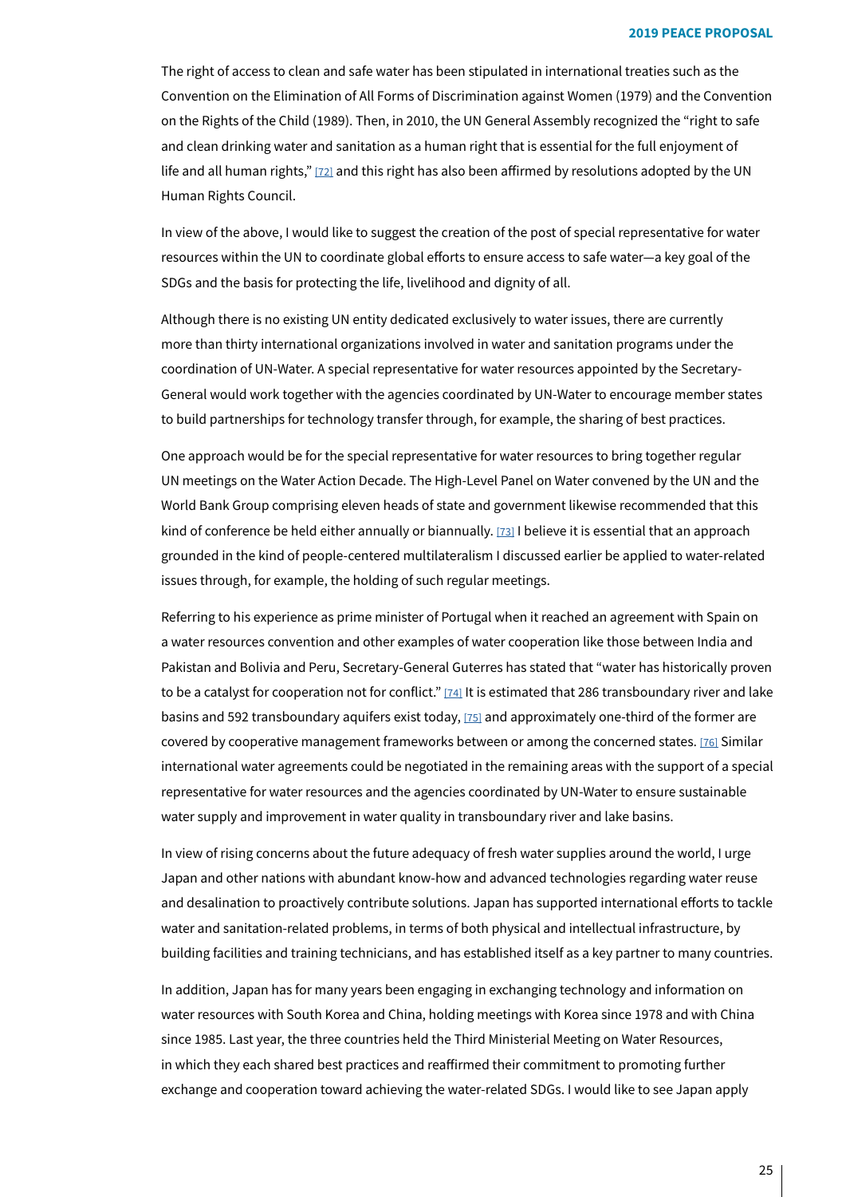The right of access to clean and safe water has been stipulated in international treaties such as the Convention on the Elimination of All Forms of Discrimination against Women (1979) and the Convention on the Rights of the Child (1989). Then, in 2010, the UN General Assembly recognized the "right to safe and clean drinking water and sanitation as a human right that is essential for the full enjoyment of life and all human rights," [72] and this right has also been affirmed by resolutions adopted by the UN Human Rights Council.

In view of the above, I would like to suggest the creation of the post of special representative for water resources within the UN to coordinate global efforts to ensure access to safe water—a key goal of the SDGs and the basis for protecting the life, livelihood and dignity of all.

Although there is no existing UN entity dedicated exclusively to water issues, there are currently more than thirty international organizations involved in water and sanitation programs under the coordination of UN-Water. A special representative for water resources appointed by the Secretary-General would work together with the agencies coordinated by UN-Water to encourage member states to build partnerships for technology transfer through, for example, the sharing of best practices.

One approach would be for the special representative for water resources to bring together regular UN meetings on the Water Action Decade. The High-Level Panel on Water convened by the UN and the World Bank Group comprising eleven heads of state and government likewise recommended that this kind of conference be held either annually or biannually. [73] I believe it is essential that an approach grounded in the kind of people-centered multilateralism I discussed earlier be applied to water-related issues through, for example, the holding of such regular meetings.

Referring to his experience as prime minister of Portugal when it reached an agreement with Spain on a water resources convention and other examples of water cooperation like those between India and Pakistan and Bolivia and Peru, Secretary-General Guterres has stated that "water has historically proven to be a catalyst for cooperation not for conflict." [74] It is estimated that 286 transboundary river and lake basins and 592 transboundary aquifers exist today, [75] and approximately one-third of the former are covered by cooperative management frameworks between or among the concerned states. [76] Similar international water agreements could be negotiated in the remaining areas with the support of a special representative for water resources and the agencies coordinated by UN-Water to ensure sustainable water supply and improvement in water quality in transboundary river and lake basins.

In view of rising concerns about the future adequacy of fresh water supplies around the world, I urge Japan and other nations with abundant know-how and advanced technologies regarding water reuse and desalination to proactively contribute solutions. Japan has supported international efforts to tackle water and sanitation-related problems, in terms of both physical and intellectual infrastructure, by building facilities and training technicians, and has established itself as a key partner to many countries.

In addition, Japan has for many years been engaging in exchanging technology and information on water resources with South Korea and China, holding meetings with Korea since 1978 and with China since 1985. Last year, the three countries held the Third Ministerial Meeting on Water Resources, in which they each shared best practices and reaffirmed their commitment to promoting further exchange and cooperation toward achieving the water-related SDGs. I would like to see Japan apply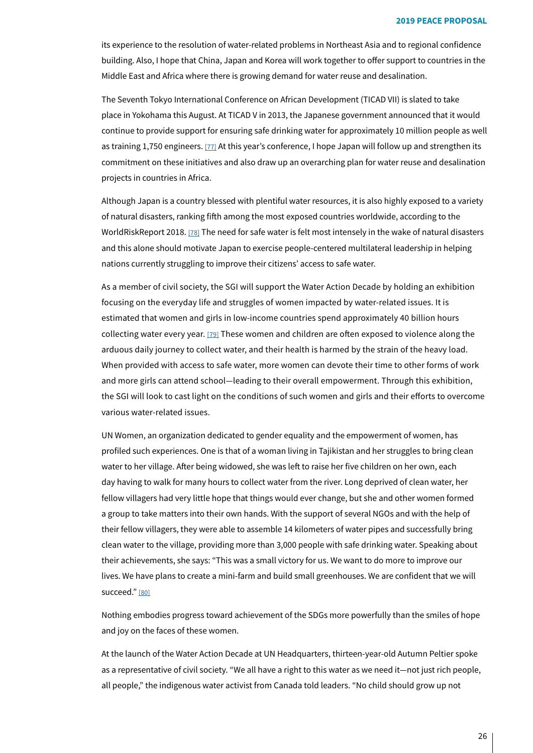its experience to the resolution of water-related problems in Northeast Asia and to regional confidence building. Also, I hope that China, Japan and Korea will work together to offer support to countries in the Middle East and Africa where there is growing demand for water reuse and desalination.

The Seventh Tokyo International Conference on African Development (TICAD VII) is slated to take place in Yokohama this August. At TICAD V in 2013, the Japanese government announced that it would continue to provide support for ensuring safe drinking water for approximately 10 million people as well as training 1,750 engineers. [77] At this year's conference, I hope Japan will follow up and strengthen its commitment on these initiatives and also draw up an overarching plan for water reuse and desalination projects in countries in Africa.

Although Japan is a country blessed with plentiful water resources, it is also highly exposed to a variety of natural disasters, ranking fifth among the most exposed countries worldwide, according to the WorldRiskReport 2018. [78] The need for safe water is felt most intensely in the wake of natural disasters and this alone should motivate Japan to exercise people-centered multilateral leadership in helping nations currently struggling to improve their citizens' access to safe water.

As a member of civil society, the SGI will support the Water Action Decade by holding an exhibition focusing on the everyday life and struggles of women impacted by water-related issues. It is estimated that women and girls in low-income countries spend approximately 40 billion hours collecting water every year. [79] These women and children are often exposed to violence along the arduous daily journey to collect water, and their health is harmed by the strain of the heavy load. When provided with access to safe water, more women can devote their time to other forms of work and more girls can attend school—leading to their overall empowerment. Through this exhibition, the SGI will look to cast light on the conditions of such women and girls and their efforts to overcome various water-related issues.

UN Women, an organization dedicated to gender equality and the empowerment of women, has profiled such experiences. One is that of a woman living in Tajikistan and her struggles to bring clean water to her village. After being widowed, she was left to raise her five children on her own, each day having to walk for many hours to collect water from the river. Long deprived of clean water, her fellow villagers had very little hope that things would ever change, but she and other women formed a group to take matters into their own hands. With the support of several NGOs and with the help of their fellow villagers, they were able to assemble 14 kilometers of water pipes and successfully bring clean water to the village, providing more than 3,000 people with safe drinking water. Speaking about their achievements, she says: "This was a small victory for us. We want to do more to improve our lives. We have plans to create a mini-farm and build small greenhouses. We are confident that we will succeed." [80]

Nothing embodies progress toward achievement of the SDGs more powerfully than the smiles of hope and joy on the faces of these women.

At the launch of the Water Action Decade at UN Headquarters, thirteen-year-old Autumn Peltier spoke as a representative of civil society. "We all have a right to this water as we need it—not just rich people, all people," the indigenous water activist from Canada told leaders. "No child should grow up not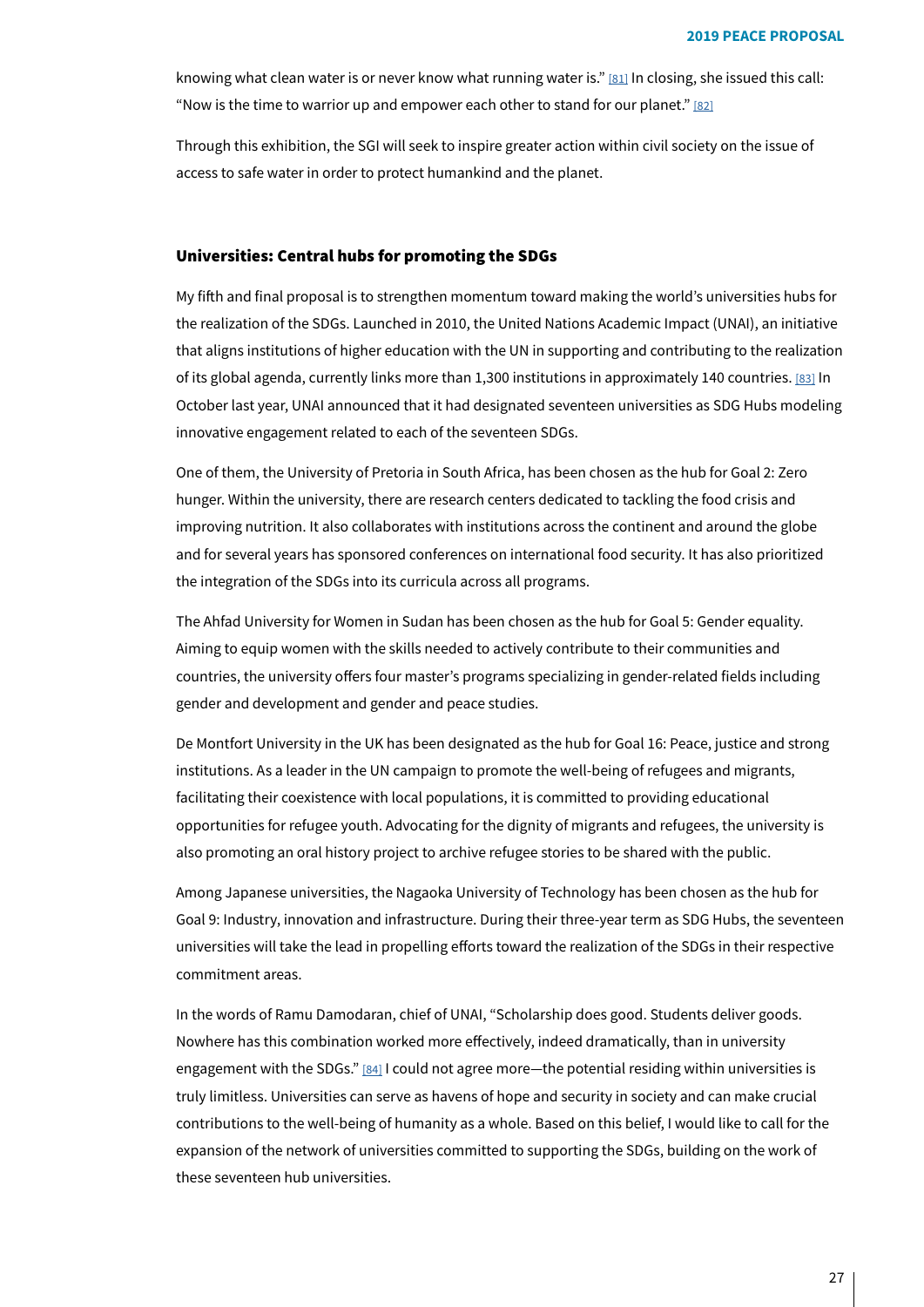knowing what clean water is or never know what running water is." [81] In closing, she issued this call: "Now is the time to warrior up and empower each other to stand for our planet." [82]

Through this exhibition, the SGI will seek to inspire greater action within civil society on the issue of access to safe water in order to protect humankind and the planet.

### Universities: Central hubs for promoting the SDGs

My fifth and final proposal is to strengthen momentum toward making the world's universities hubs for the realization of the SDGs. Launched in 2010, the United Nations Academic Impact (UNAI), an initiative that aligns institutions of higher education with the UN in supporting and contributing to the realization of its global agenda, currently links more than 1,300 institutions in approximately 140 countries. [83] In October last year, UNAI announced that it had designated seventeen universities as SDG Hubs modeling innovative engagement related to each of the seventeen SDGs.

One of them, the University of Pretoria in South Africa, has been chosen as the hub for Goal 2: Zero hunger. Within the university, there are research centers dedicated to tackling the food crisis and improving nutrition. It also collaborates with institutions across the continent and around the globe and for several years has sponsored conferences on international food security. It has also prioritized the integration of the SDGs into its curricula across all programs.

The Ahfad University for Women in Sudan has been chosen as the hub for Goal 5: Gender equality. Aiming to equip women with the skills needed to actively contribute to their communities and countries, the university offers four master's programs specializing in gender-related fields including gender and development and gender and peace studies.

De Montfort University in the UK has been designated as the hub for Goal 16: Peace, justice and strong institutions. As a leader in the UN campaign to promote the well-being of refugees and migrants, facilitating their coexistence with local populations, it is committed to providing educational opportunities for refugee youth. Advocating for the dignity of migrants and refugees, the university is also promoting an oral history project to archive refugee stories to be shared with the public.

Among Japanese universities, the Nagaoka University of Technology has been chosen as the hub for Goal 9: Industry, innovation and infrastructure. During their three-year term as SDG Hubs, the seventeen universities will take the lead in propelling efforts toward the realization of the SDGs in their respective commitment areas.

In the words of Ramu Damodaran, chief of UNAI, "Scholarship does good. Students deliver goods. Nowhere has this combination worked more effectively, indeed dramatically, than in university engagement with the SDGs." [84] I could not agree more—the potential residing within universities is truly limitless. Universities can serve as havens of hope and security in society and can make crucial contributions to the well-being of humanity as a whole. Based on this belief, I would like to call for the expansion of the network of universities committed to supporting the SDGs, building on the work of these seventeen hub universities.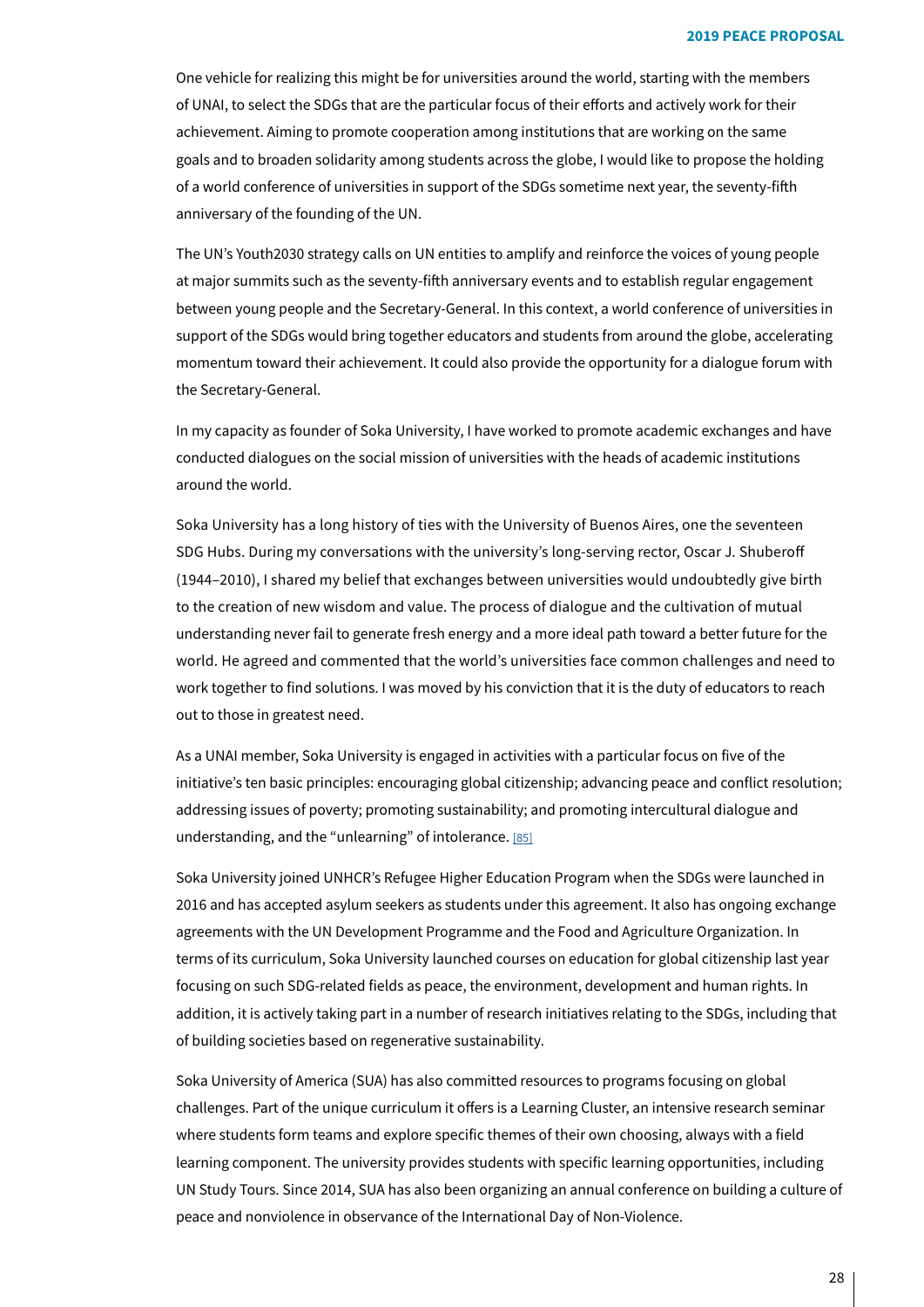One vehicle for realizing this might be for universities around the world, starting with the members of UNAI, to select the SDGs that are the particular focus of their efforts and actively work for their achievement. Aiming to promote cooperation among institutions that are working on the same goals and to broaden solidarity among students across the globe, I would like to propose the holding of a world conference of universities in support of the SDGs sometime next year, the seventy-fifth anniversary of the founding of the UN.

The UN's Youth2030 strategy calls on UN entities to amplify and reinforce the voices of young people at major summits such as the seventy-fifth anniversary events and to establish regular engagement between young people and the Secretary-General. In this context, a world conference of universities in support of the SDGs would bring together educators and students from around the globe, accelerating momentum toward their achievement. It could also provide the opportunity for a dialogue forum with the Secretary-General.

In my capacity as founder of Soka University, I have worked to promote academic exchanges and have conducted dialogues on the social mission of universities with the heads of academic institutions around the world.

Soka University has a long history of ties with the University of Buenos Aires, one the seventeen SDG Hubs. During my conversations with the university's long-serving rector, Oscar J. Shuberoff (1944–2010), I shared my belief that exchanges between universities would undoubtedly give birth to the creation of new wisdom and value. The process of dialogue and the cultivation of mutual understanding never fail to generate fresh energy and a more ideal path toward a better future for the world. He agreed and commented that the world's universities face common challenges and need to work together to find solutions. I was moved by his conviction that it is the duty of educators to reach out to those in greatest need.

As a UNAI member, Soka University is engaged in activities with a particular focus on five of the initiative's ten basic principles: encouraging global citizenship; advancing peace and conflict resolution; addressing issues of poverty; promoting sustainability; and promoting intercultural dialogue and understanding, and the "unlearning" of intolerance. [85]

Soka University joined UNHCR's Refugee Higher Education Program when the SDGs were launched in 2016 and has accepted asylum seekers as students under this agreement. It also has ongoing exchange agreements with the UN Development Programme and the Food and Agriculture Organization. In terms of its curriculum, Soka University launched courses on education for global citizenship last year focusing on such SDG-related fields as peace, the environment, development and human rights. In addition, it is actively taking part in a number of research initiatives relating to the SDGs, including that of building societies based on regenerative sustainability.

Soka University of America (SUA) has also committed resources to programs focusing on global challenges. Part of the unique curriculum it offers is a Learning Cluster, an intensive research seminar where students form teams and explore specific themes of their own choosing, always with a field learning component. The university provides students with specific learning opportunities, including UN Study Tours. Since 2014, SUA has also been organizing an annual conference on building a culture of peace and nonviolence in observance of the International Day of Non-Violence.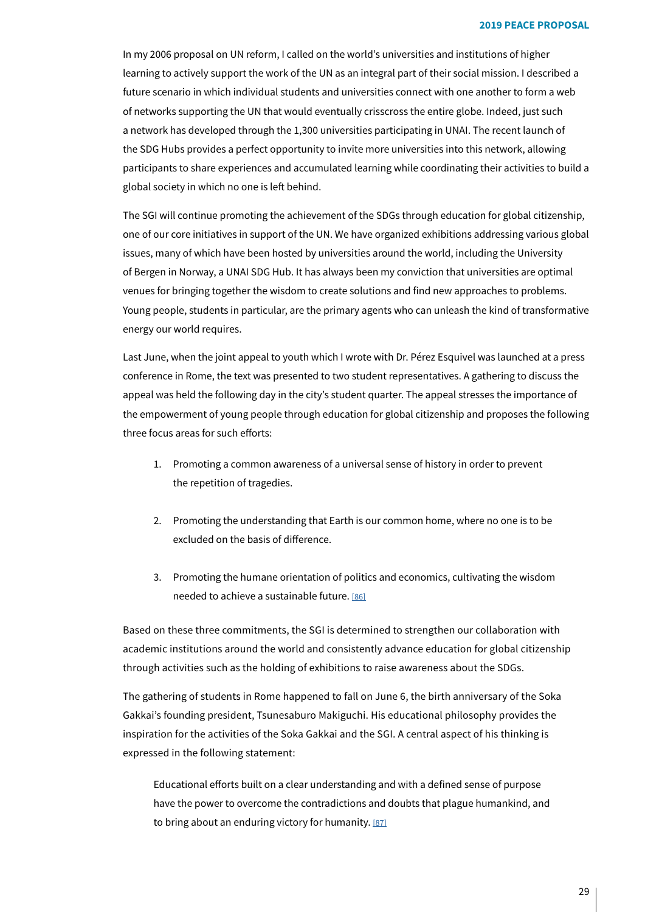In my 2006 proposal on UN reform, I called on the world's universities and institutions of higher learning to actively support the work of the UN as an integral part of their social mission. I described a future scenario in which individual students and universities connect with one another to form a web of networks supporting the UN that would eventually crisscross the entire globe. Indeed, just such a network has developed through the 1,300 universities participating in UNAI. The recent launch of the SDG Hubs provides a perfect opportunity to invite more universities into this network, allowing participants to share experiences and accumulated learning while coordinating their activities to build a global society in which no one is left behind.

The SGI will continue promoting the achievement of the SDGs through education for global citizenship, one of our core initiatives in support of the UN. We have organized exhibitions addressing various global issues, many of which have been hosted by universities around the world, including the University of Bergen in Norway, a UNAI SDG Hub. It has always been my conviction that universities are optimal venues for bringing together the wisdom to create solutions and find new approaches to problems. Young people, students in particular, are the primary agents who can unleash the kind of transformative energy our world requires.

Last June, when the joint appeal to youth which I wrote with Dr. Pérez Esquivel was launched at a press conference in Rome, the text was presented to two student representatives. A gathering to discuss the appeal was held the following day in the city's student quarter. The appeal stresses the importance of the empowerment of young people through education for global citizenship and proposes the following three focus areas for such efforts:

1. Promoting a common awareness of a universal sense of history in order to prevent the repetition of tragedies.

2. Promoting the understanding that Earth is our common home, where no one is to be excluded on the basis of difference.

3. Promoting the humane orientation of politics and economics, cultivating the wisdom needed to achieve a sustainable future. [86]

Based on these three commitments, the SGI is determined to strengthen our collaboration with academic institutions around the world and consistently advance education for global citizenship through activities such as the holding of exhibitions to raise awareness about the SDGs.

The gathering of students in Rome happened to fall on June 6, the birth anniversary of the Soka Gakkai's founding president, Tsunesaburo Makiguchi. His educational philosophy provides the inspiration for the activities of the Soka Gakkai and the SGI. A central aspect of his thinking is expressed in the following statement:

> Educational efforts built on a clear understanding and with a defined sense of purpose have the power to overcome the contradictions and doubts that plague humankind, and to bring about an enduring victory for humanity. [87]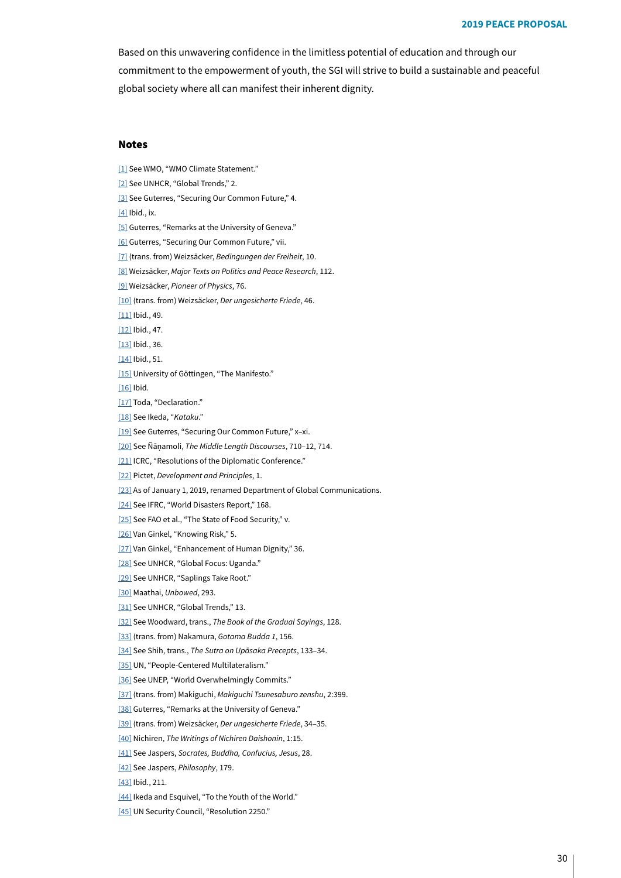Based on this unwavering confidence in the limitless potential of education and through our commitment to the empowerment of youth, the SGI will strive to build a sustainable and peaceful global society where all can manifest their inherent dignity.

## Notes

[1] See WMO, "WMO Climate Statement."

[2] See UNHCR, "Global Trends," 2.

[3] See Guterres, "Securing Our Common Future," 4.

[4] Ibid., ix.

[5] Guterres, "Remarks at the University of Geneva."

[6] Guterres, "Securing Our Common Future," vii.

[7] (trans. from) Weizsäcker, *Bedingungen der Freiheit*, 10.

[8] Weizsäcker, *Major Texts on Politics and Peace Research*, 112.

[9] Weizsäcker, *Pioneer of Physics*, 76.

[10] (trans. from) Weizsäcker, *Der ungesicherte Friede*, 46.

[11] Ibid., 49.

[12] Ibid., 47.

[13] Ibid., 36.

[14] Ibid., 51.

[15] University of Göttingen, "The Manifesto."

[16] Ibid.

[17] Toda, "Declaration."

[18] See Ikeda, "*Kataku*."

[19] See Guterres, "Securing Our Common Future," x–xi.

[20] See Ñāṇamoli, *The Middle Length Discourses*, 710–12, 714.

[21] ICRC, "Resolutions of the Diplomatic Conference."

[22] Pictet, *Development and Principles*, 1.

[23] As of January 1, 2019, renamed Department of Global Communications.

[24] See IFRC, "World Disasters Report," 168.

[25] See FAO et al., "The State of Food Security," v.

[26] Van Ginkel, "Knowing Risk," 5.

[27] Van Ginkel, "Enhancement of Human Dignity," 36.

[28] See UNHCR, "Global Focus: Uganda."

[29] See UNHCR, "Saplings Take Root."

[30] Maathai, *Unbowed*, 293.

[31] See UNHCR, "Global Trends," 13.

[32] See Woodward, trans., *The Book of the Gradual Sayings*, 128.

[33] (trans. from) Nakamura, *Gotama Budda 1*, 156.

[34] See Shih, trans., *The Sutra on Upāsaka Precepts*, 133–34.

[35] UN, "People-Centered Multilateralism."

[36] See UNEP, "World Overwhelmingly Commits."

[37] (trans. from) Makiguchi, *Makiguchi Tsunesaburo zenshu*, 2:399.

[38] Guterres, "Remarks at the University of Geneva."

[39] (trans. from) Weizsäcker, *Der ungesicherte Friede*, 34–35.

[40] Nichiren, *The Writings of Nichiren Daishonin*, 1:15.

[41] See Jaspers, *Socrates, Buddha, Confucius, Jesus*, 28.

[42] See Jaspers, *Philosophy*, 179.

[43] Ibid., 211.

[44] Ikeda and Esquivel, "To the Youth of the World."

[45] UN Security Council, "Resolution 2250."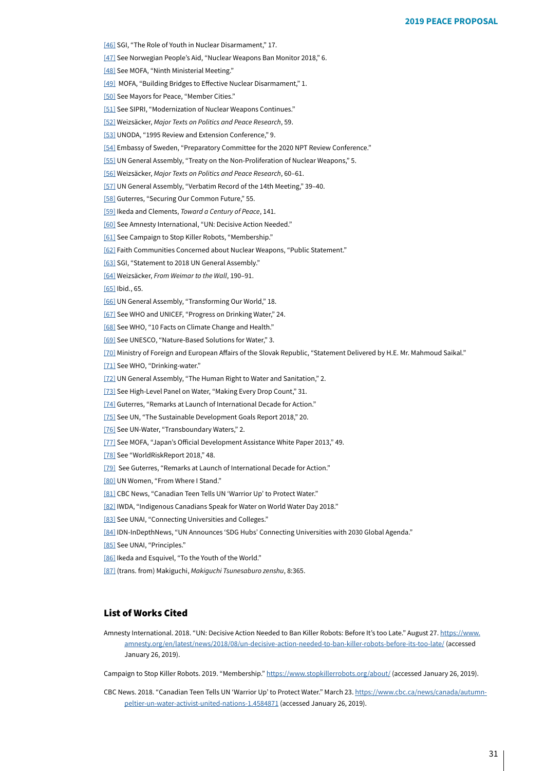[46] SGI, "The Role of Youth in Nuclear Disarmament," 17.

[47] See Norwegian People's Aid, "Nuclear Weapons Ban Monitor 2018," 6.

[48] See MOFA, "Ninth Ministerial Meeting."

[49] MOFA, "Building Bridges to Effective Nuclear Disarmament," 1.

[50] See Mayors for Peace, "Member Cities."

[51] See SIPRI, "Modernization of Nuclear Weapons Continues."

[52] Weizsäcker, *Major Texts on Politics and Peace Research*, 59.

[53] UNODA, "1995 Review and Extension Conference," 9.

[54] Embassy of Sweden, "Preparatory Committee for the 2020 NPT Review Conference."

[55] UN General Assembly, "Treaty on the Non-Proliferation of Nuclear Weapons," 5.

[56] Weizsäcker, *Major Texts on Politics and Peace Research*, 60–61.

[57] UN General Assembly, "Verbatim Record of the 14th Meeting," 39–40.

[58] Guterres, "Securing Our Common Future," 55.

[59] Ikeda and Clements, *Toward a Century of Peace*, 141.

[60] See Amnesty International, "UN: Decisive Action Needed."

[61] See Campaign to Stop Killer Robots, "Membership."

[62] Faith Communities Concerned about Nuclear Weapons, "Public Statement."

[63] SGI, "Statement to 2018 UN General Assembly."

[64] Weizsäcker, *From Weimar to the Wall*, 190–91.

[65] Ibid., 65.

[66] UN General Assembly, "Transforming Our World," 18.

[67] See WHO and UNICEF, "Progress on Drinking Water," 24.

[68] See WHO, "10 Facts on Climate Change and Health."

[69] See UNESCO, "Nature-Based Solutions for Water," 3.

[70] Ministry of Foreign and European Affairs of the Slovak Republic, "Statement Delivered by H.E. Mr. Mahmoud Saikal."

[71] See WHO, "Drinking-water."

[72] UN General Assembly, "The Human Right to Water and Sanitation," 2.

[73] See High-Level Panel on Water, "Making Every Drop Count," 31.

[74] Guterres, "Remarks at Launch of International Decade for Action."

[75] See UN, "The Sustainable Development Goals Report 2018," 20.

[76] See UN-Water, "Transboundary Waters," 2.

[77] See MOFA, "Japan's Official Development Assistance White Paper 2013," 49.

[78] See "WorldRiskReport 2018," 48.

[79] See Guterres, "Remarks at Launch of International Decade for Action."

[80] UN Women, "From Where I Stand."

[81] CBC News, "Canadian Teen Tells UN 'Warrior Up' to Protect Water."

[82] IWDA, "Indigenous Canadians Speak for Water on World Water Day 2018."

[83] See UNAI, "Connecting Universities and Colleges."

[84] IDN-InDepthNews, "UN Announces 'SDG Hubs' Connecting Universities with 2030 Global Agenda."

[85] See UNAI, "Principles."

[86] Ikeda and Esquivel, "To the Youth of the World."

[87] (trans. from) Makiguchi, *Makiguchi Tsunesaburo zenshu*, 8:365.

## List of Works Cited

Amnesty International. 2018. "UN: Decisive Action Needed to Ban Killer Robots: Before It's too Late." August 27. https://www.amnesty.org/en/latest/news/2018/08/un-decisive-action-needed-to-ban-killer-robots-before-its-too-late/ (accessed January 26, 2019).

Campaign to Stop Killer Robots. 2019. "Membership." https://www.stopkillerrobots.org/about/ (accessed January 26, 2019).

CBC News. 2018. "Canadian Teen Tells UN 'Warrior Up' to Protect Water." March 23. https://www.cbc.ca/news/canada/autumn-peltier-un-water-activist-united-nations-1.4584871 (accessed January 26, 2019).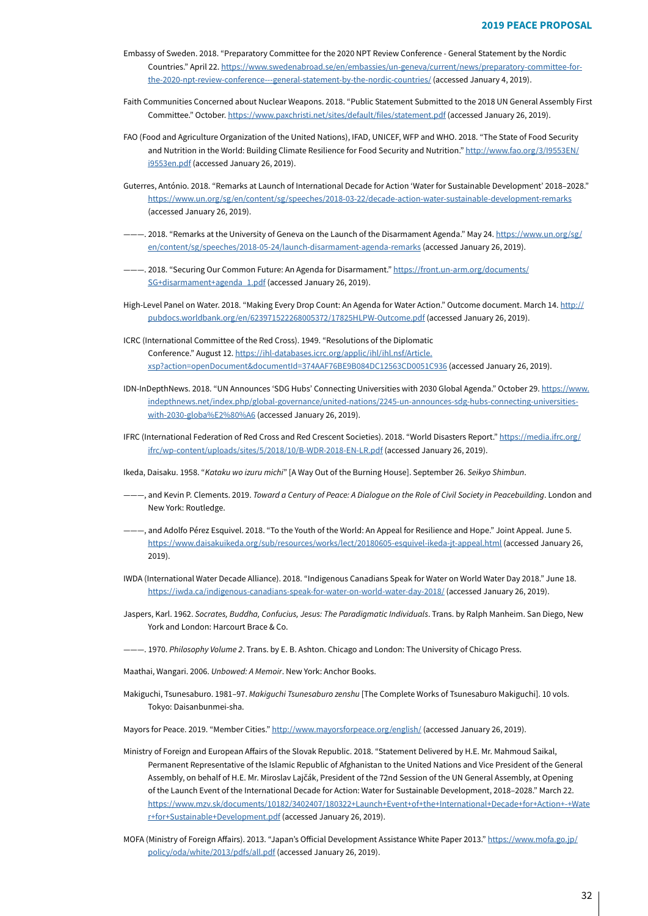Embassy of Sweden. 2018. “Preparatory Committee for the 2020 NPT Review Conference - General Statement by the Nordic Countries.” April 22. https://www.swedenabroad.se/en/embassies/un-geneva/current/news/preparatory-committee-for-the-2020-npt-review-conference---general-statement-by-the-nordic-countries/ (accessed January 4, 2019).

Faith Communities Concerned about Nuclear Weapons. 2018. “Public Statement Submitted to the 2018 UN General Assembly First Committee.” October. https://www.paxchristi.net/sites/default/files/statement.pdf (accessed January 26, 2019).

FAO (Food and Agriculture Organization of the United Nations), IFAD, UNICEF, WFP and WHO. 2018. “The State of Food Security and Nutrition in the World: Building Climate Resilience for Food Security and Nutrition.” http://www.fao.org/3/I9553EN/i9553en.pdf (accessed January 26, 2019).

Guterres, António. 2018. “Remarks at Launch of International Decade for Action ‘Water for Sustainable Development’ 2018–2028.” https://www.un.org/sg/en/content/sg/speeches/2018-03-22/decade-action-water-sustainable-development-remarks (accessed January 26, 2019).

———. 2018. “Remarks at the University of Geneva on the Launch of the Disarmament Agenda.” May 24. https://www.un.org/sg/en/content/sg/speeches/2018-05-24/launch-disarmament-agenda-remarks (accessed January 26, 2019).

———. 2018. “Securing Our Common Future: An Agenda for Disarmament.” https://front.un-arm.org/documents/SG+disarmament+agenda_1.pdf (accessed January 26, 2019).

High-Level Panel on Water. 2018. “Making Every Drop Count: An Agenda for Water Action.” Outcome document. March 14. http://pubdocs.worldbank.org/en/623971522268005372/17825HLPW-Outcome.pdf (accessed January 26, 2019).

ICRC (International Committee of the Red Cross). 1949. “Resolutions of the Diplomatic Conference.” August 12. https://ihl-databases.icrc.org/applic/ihl/ihl.nsf/Article.xsp?action=openDocument&documentId=374AAF76BE9B084DC12563CD0051C936 (accessed January 26, 2019).

IDN-InDepthNews. 2018. “UN Announces ‘SDG Hubs’ Connecting Universities with 2030 Global Agenda.” October 29. https://www.indepthnews.net/index.php/global-governance/united-nations/2245-un-announces-sdg-hubs-connecting-universities-with-2030-globa%E2%80%A6 (accessed January 26, 2019).

IFRC (International Federation of Red Cross and Red Crescent Societies). 2018. “World Disasters Report.” https://media.ifrc.org/ifrc/wp-content/uploads/sites/5/2018/10/B-WDR-2018-EN-LR.pdf (accessed January 26, 2019).

Ikeda, Daisaku. 1958. “*Kataku wo izuru michi*” [A Way Out of the Burning House]. September 26. *Seikyo Shimbun*.

———, and Kevin P. Clements. 2019. *Toward a Century of Peace: A Dialogue on the Role of Civil Society in Peacebuilding*. London and New York: Routledge.

———, and Adolfo Pérez Esquivel. 2018. “To the Youth of the World: An Appeal for Resilience and Hope.” Joint Appeal. June 5. https://www.daisakuikeda.org/sub/resources/works/lect/20180605-esquivel-ikeda-jt-appeal.html (accessed January 26, 2019).

IWDA (International Water Decade Alliance). 2018. “Indigenous Canadians Speak for Water on World Water Day 2018.” June 18. https://iwda.ca/indigenous-canadians-speak-for-water-on-world-water-day-2018/ (accessed January 26, 2019).

Jaspers, Karl. 1962. *Socrates, Buddha, Confucius, Jesus: The Paradigmatic Individuals*. Trans. by Ralph Manheim. San Diego, New York and London: Harcourt Brace & Co.

———. 1970. *Philosophy Volume 2*. Trans. by E. B. Ashton. Chicago and London: The University of Chicago Press.

Maathai, Wangari. 2006. *Unbowed: A Memoir*. New York: Anchor Books.

Makiguchi, Tsunesaburo. 1981–97. *Makiguchi Tsunesaburo zenshu* [The Complete Works of Tsunesaburo Makiguchi]. 10 vols. Tokyo: Daisanbunmei-sha.

Mayors for Peace. 2019. “Member Cities.” http://www.mayorsforpeace.org/english/ (accessed January 26, 2019).

Ministry of Foreign and European Affairs of the Slovak Republic. 2018. “Statement Delivered by H.E. Mr. Mahmoud Saikal, Permanent Representative of the Islamic Republic of Afghanistan to the United Nations and Vice President of the General Assembly, on behalf of H.E. Mr. Miroslav Lajčák, President of the 72nd Session of the UN General Assembly, at Opening of the Launch Event of the International Decade for Action: Water for Sustainable Development, 2018–2028.” March 22. https://www.mzv.sk/documents/10182/3402407/180322+Launch+Event+of+the+International+Decade+for+Action+-+Water+for+Sustainable+Development.pdf (accessed January 26, 2019).

MOFA (Ministry of Foreign Affairs). 2013. “Japan’s Official Development Assistance White Paper 2013.” https://www.mofa.go.jp/policy/oda/white/2013/pdfs/all.pdf (accessed January 26, 2019).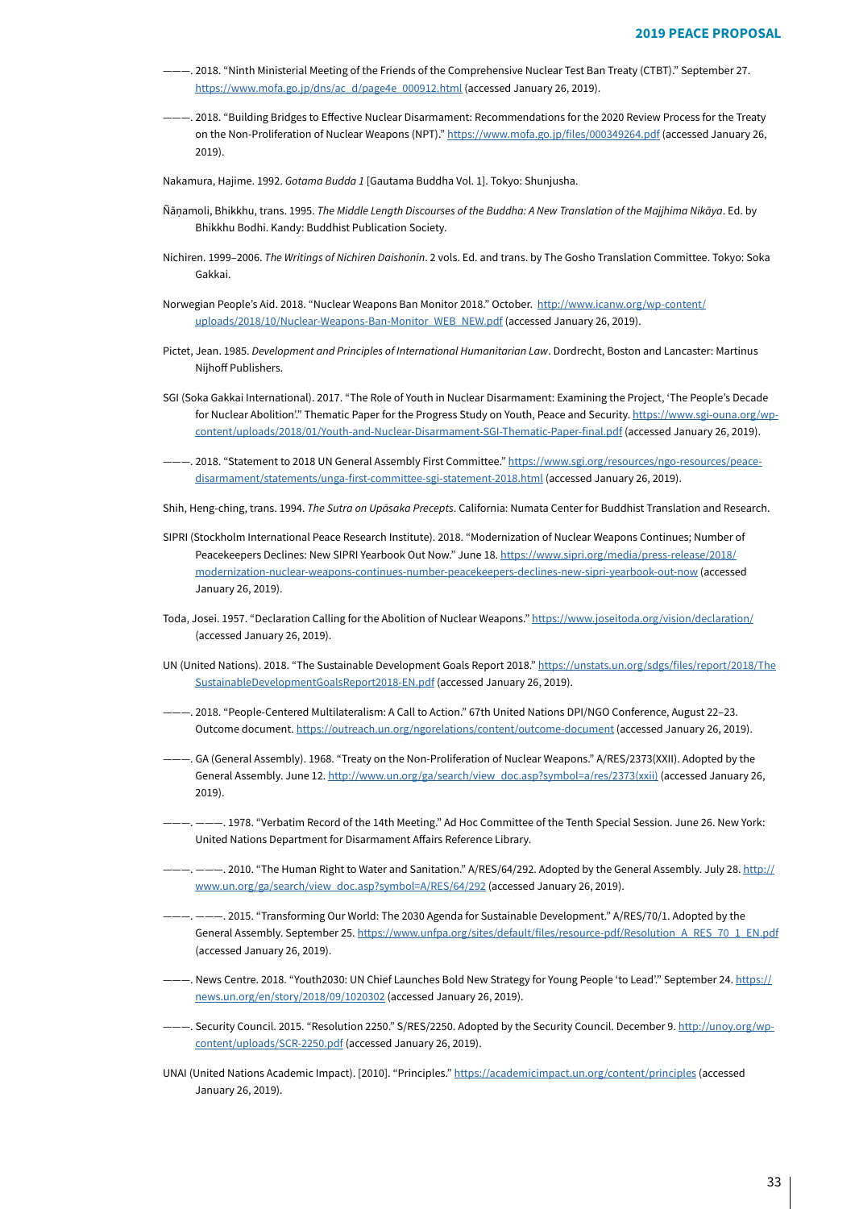———. 2018. "Ninth Ministerial Meeting of the Friends of the Comprehensive Nuclear Test Ban Treaty (CTBT)." September 27. https://www.mofa.go.jp/dns/ac_d/page4e_000912.html (accessed January 26, 2019).

———. 2018. "Building Bridges to Effective Nuclear Disarmament: Recommendations for the 2020 Review Process for the Treaty on the Non-Proliferation of Nuclear Weapons (NPT)." https://www.mofa.go.jp/files/000349264.pdf (accessed January 26, 2019).

Nakamura, Hajime. 1992. *Gotama Budda 1* [Gautama Buddha Vol. 1]. Tokyo: Shunjusha.

Ñāṇamoli, Bhikkhu, trans. 1995. *The Middle Length Discourses of the Buddha: A New Translation of the Majjhima Nikāya*. Ed. by Bhikkhu Bodhi. Kandy: Buddhist Publication Society.

Nichiren. 1999–2006. *The Writings of Nichiren Daishonin*. 2 vols. Ed. and trans. by The Gosho Translation Committee. Tokyo: Soka Gakkai.

Norwegian People's Aid. 2018. "Nuclear Weapons Ban Monitor 2018." October. http://www.icanw.org/wp-content/uploads/2018/10/Nuclear-Weapons-Ban-Monitor_WEB_NEW.pdf (accessed January 26, 2019).

Pictet, Jean. 1985. *Development and Principles of International Humanitarian Law*. Dordrecht, Boston and Lancaster: Martinus Nijhoff Publishers.

SGI (Soka Gakkai International). 2017. "The Role of Youth in Nuclear Disarmament: Examining the Project, 'The People's Decade for Nuclear Abolition'." Thematic Paper for the Progress Study on Youth, Peace and Security. https://www.sgi-ouna.org/wp-content/uploads/2018/01/Youth-and-Nuclear-Disarmament-SGI-Thematic-Paper-final.pdf (accessed January 26, 2019).

———. 2018. "Statement to 2018 UN General Assembly First Committee." https://www.sgi.org/resources/ngo-resources/peace-disarmament/statements/unga-first-committee-sgi-statement-2018.html (accessed January 26, 2019).

Shih, Heng-ching, trans. 1994. *The Sutra on Upāsaka Precepts*. California: Numata Center for Buddhist Translation and Research.

SIPRI (Stockholm International Peace Research Institute). 2018. "Modernization of Nuclear Weapons Continues; Number of Peacekeepers Declines: New SIPRI Yearbook Out Now." June 18. https://www.sipri.org/media/press-release/2018/modernization-nuclear-weapons-continues-number-peacekeepers-declines-new-sipri-yearbook-out-now (accessed January 26, 2019).

Toda, Josei. 1957. "Declaration Calling for the Abolition of Nuclear Weapons." https://www.joseitoda.org/vision/declaration/ (accessed January 26, 2019).

UN (United Nations). 2018. "The Sustainable Development Goals Report 2018." https://unstats.un.org/sdgs/files/report/2018/TheSustainableDevelopmentGoalsReport2018-EN.pdf (accessed January 26, 2019).

———. 2018. "People-Centered Multilateralism: A Call to Action." 67th United Nations DPI/NGO Conference, August 22–23. Outcome document. https://outreach.un.org/ngorelations/content/outcome-document (accessed January 26, 2019).

———. GA (General Assembly). 1968. "Treaty on the Non-Proliferation of Nuclear Weapons." A/RES/2373(XXII). Adopted by the General Assembly. June 12. http://www.un.org/ga/search/view_doc.asp?symbol=a/res/2373(xxii) (accessed January 26, 2019).

———. ———. 1978. "Verbatim Record of the 14th Meeting." Ad Hoc Committee of the Tenth Special Session. June 26. New York: United Nations Department for Disarmament Affairs Reference Library.

———. ———. 2010. "The Human Right to Water and Sanitation." A/RES/64/292. Adopted by the General Assembly. July 28. http://www.un.org/ga/search/view_doc.asp?symbol=A/RES/64/292 (accessed January 26, 2019).

———. ———. 2015. "Transforming Our World: The 2030 Agenda for Sustainable Development." A/RES/70/1. Adopted by the General Assembly. September 25. https://www.unfpa.org/sites/default/files/resource-pdf/Resolution_A_RES_70_1_EN.pdf (accessed January 26, 2019).

———. News Centre. 2018. "Youth2030: UN Chief Launches Bold New Strategy for Young People 'to Lead'." September 24. https://news.un.org/en/story/2018/09/1020302 (accessed January 26, 2019).

———. Security Council. 2015. "Resolution 2250." S/RES/2250. Adopted by the Security Council. December 9. http://unoy.org/wp-content/uploads/SCR-2250.pdf (accessed January 26, 2019).

UNAI (United Nations Academic Impact). [2010]. "Principles." https://academicimpact.un.org/content/principles (accessed January 26, 2019).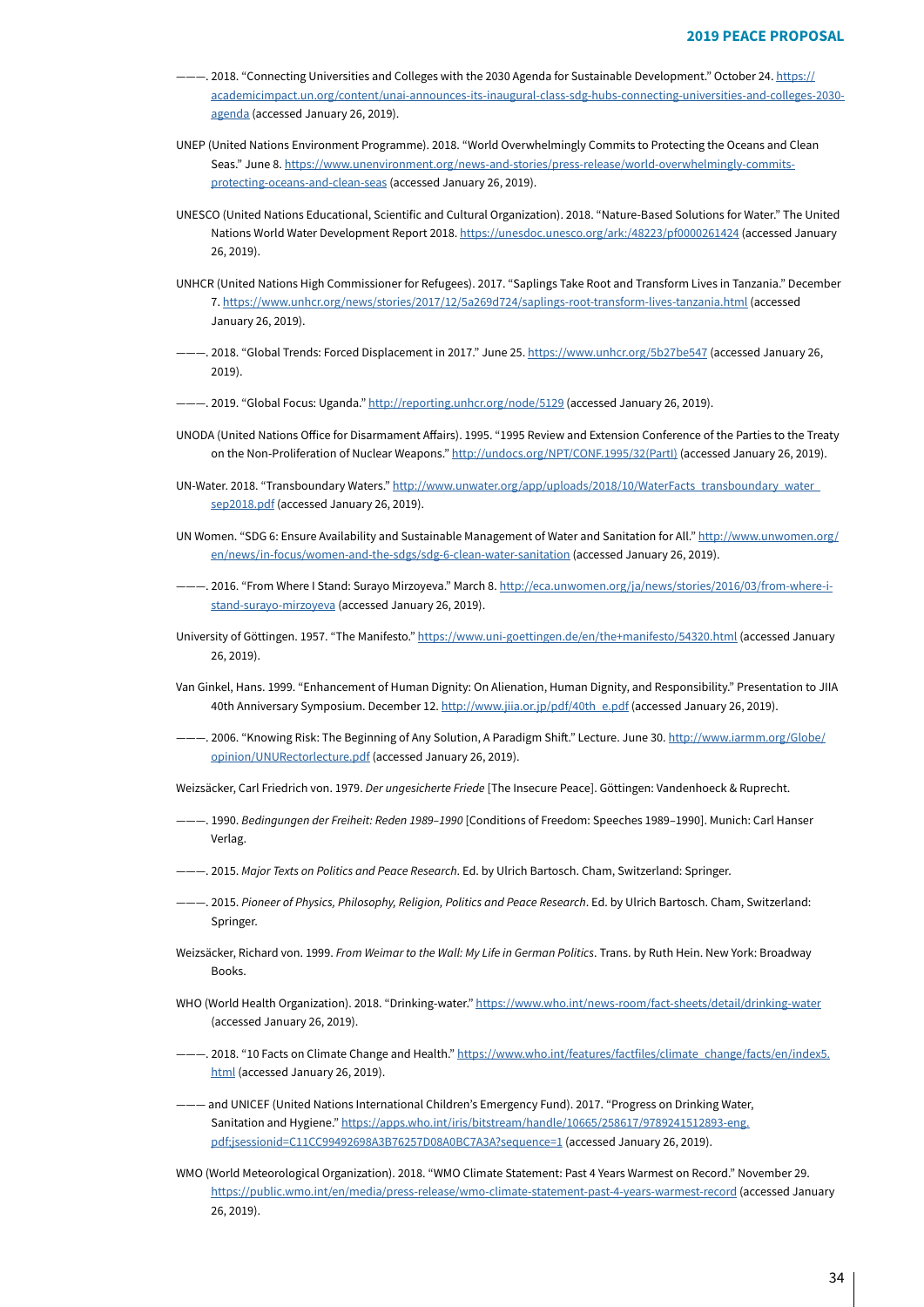———. 2018. “Connecting Universities and Colleges with the 2030 Agenda for Sustainable Development.” October 24. https://academicimpact.un.org/content/unai-announces-its-inaugural-class-sdg-hubs-connecting-universities-and-colleges-2030-agenda (accessed January 26, 2019).

UNEP (United Nations Environment Programme). 2018. “World Overwhelmingly Commits to Protecting the Oceans and Clean Seas.” June 8. https://www.unenvironment.org/news-and-stories/press-release/world-overwhelmingly-commits-protecting-oceans-and-clean-seas (accessed January 26, 2019).

UNESCO (United Nations Educational, Scientific and Cultural Organization). 2018. “Nature-Based Solutions for Water.” The United Nations World Water Development Report 2018. https://unesdoc.unesco.org/ark:/48223/pf0000261424 (accessed January 26, 2019).

UNHCR (United Nations High Commissioner for Refugees). 2017. “Saplings Take Root and Transform Lives in Tanzania.” December 7. https://www.unhcr.org/news/stories/2017/12/5a269d724/saplings-root-transform-lives-tanzania.html (accessed January 26, 2019).

———. 2018. “Global Trends: Forced Displacement in 2017.” June 25. https://www.unhcr.org/5b27be547 (accessed January 26, 2019).

———. 2019. “Global Focus: Uganda.” http://reporting.unhcr.org/node/5129 (accessed January 26, 2019).

UNODA (United Nations Office for Disarmament Affairs). 1995. “1995 Review and Extension Conference of the Parties to the Treaty on the Non-Proliferation of Nuclear Weapons.” http://undocs.org/NPT/CONF.1995/32(PartI) (accessed January 26, 2019).

UN-Water. 2018. “Transboundary Waters.” http://www.unwater.org/app/uploads/2018/10/WaterFacts_transboundary_water_sep2018.pdf (accessed January 26, 2019).

UN Women. “SDG 6: Ensure Availability and Sustainable Management of Water and Sanitation for All.” http://www.unwomen.org/en/news/in-focus/women-and-the-sdgs/sdg-6-clean-water-sanitation (accessed January 26, 2019).

———. 2016. “From Where I Stand: Surayo Mirzoyeva.” March 8. http://eca.unwomen.org/ja/news/stories/2016/03/from-where-i-stand-surayo-mirzoyeva (accessed January 26, 2019).

University of Göttingen. 1957. “The Manifesto.” https://www.uni-goettingen.de/en/the+manifesto/54320.html (accessed January 26, 2019).

Van Ginkel, Hans. 1999. “Enhancement of Human Dignity: On Alienation, Human Dignity, and Responsibility.” Presentation to JIIA 40th Anniversary Symposium. December 12. http://www.jiia.or.jp/pdf/40th_e.pdf (accessed January 26, 2019).

———. 2006. “Knowing Risk: The Beginning of Any Solution, A Paradigm Shift.” Lecture. June 30. http://www.iarmm.org/Globe/opinion/UNURectorlecture.pdf (accessed January 26, 2019).

Weizsäcker, Carl Friedrich von. 1979. *Der ungesicherte Friede* [The Insecure Peace]. Göttingen: Vandenhoeck & Ruprecht.

———. 1990. *Bedingungen der Freiheit: Reden 1989–1990* [Conditions of Freedom: Speeches 1989–1990]. Munich: Carl Hanser Verlag.

———. 2015. *Major Texts on Politics and Peace Research*. Ed. by Ulrich Bartosch. Cham, Switzerland: Springer.

———. 2015. *Pioneer of Physics, Philosophy, Religion, Politics and Peace Research*. Ed. by Ulrich Bartosch. Cham, Switzerland: Springer.

Weizsäcker, Richard von. 1999. *From Weimar to the Wall: My Life in German Politics*. Trans. by Ruth Hein. New York: Broadway Books.

WHO (World Health Organization). 2018. “Drinking-water.” https://www.who.int/news-room/fact-sheets/detail/drinking-water (accessed January 26, 2019).

———. 2018. “10 Facts on Climate Change and Health.” https://www.who.int/features/factfiles/climate_change/facts/en/index5.html (accessed January 26, 2019).

——— and UNICEF (United Nations International Children’s Emergency Fund). 2017. “Progress on Drinking Water, Sanitation and Hygiene.” https://apps.who.int/iris/bitstream/handle/10665/258617/9789241512893-eng.pdf;jsessionid=C11CC99492698A3B76257D08A0BC7A3A?sequence=1 (accessed January 26, 2019).

WMO (World Meteorological Organization). 2018. “WMO Climate Statement: Past 4 Years Warmest on Record.” November 29. https://public.wmo.int/en/media/press-release/wmo-climate-statement-past-4-years-warmest-record (accessed January 26, 2019).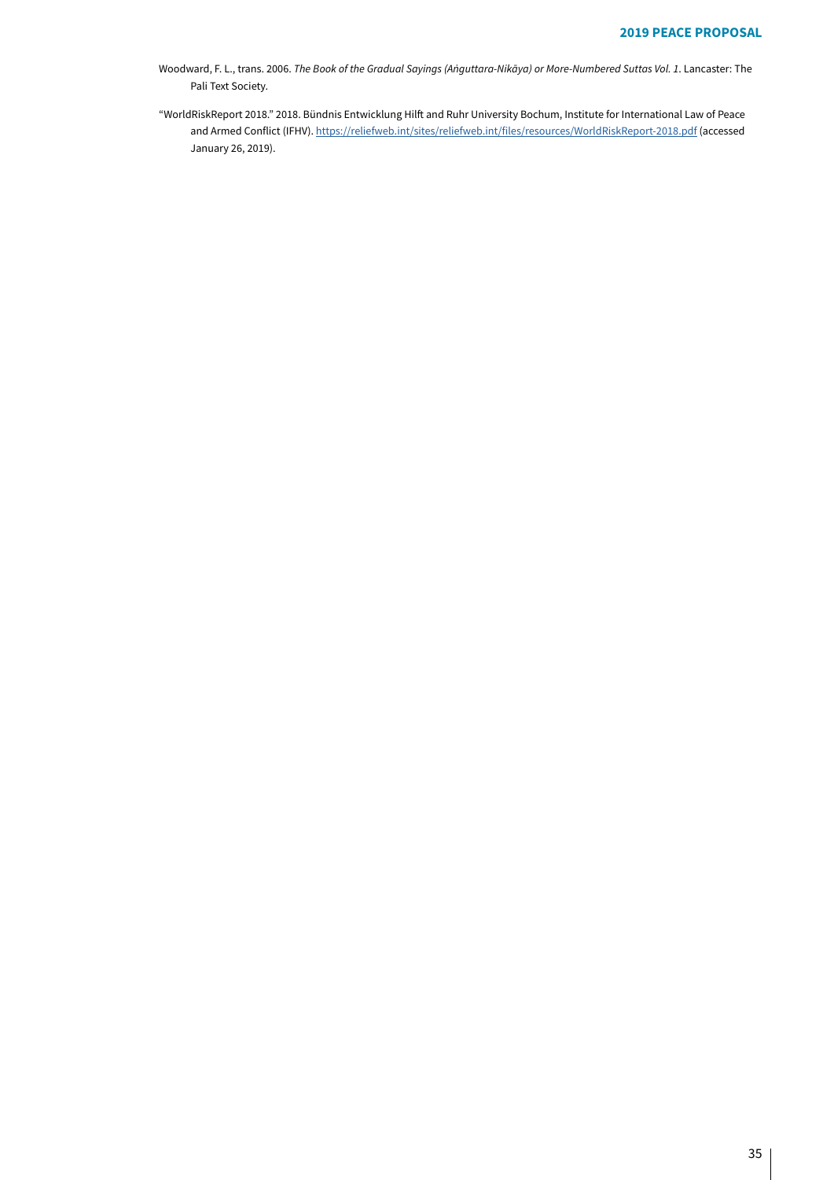Woodward, F. L., trans. 2006. *The Book of the Gradual Sayings (Aṅguttara-Nikāya) or More-Numbered Suttas Vol. 1*. Lancaster: The Pali Text Society.

"WorldRiskReport 2018." 2018. Bündnis Entwicklung Hilft and Ruhr University Bochum, Institute for International Law of Peace and Armed Conflict (IFHV). https://reliefweb.int/sites/reliefweb.int/files/resources/WorldRiskReport-2018.pdf (accessed January 26, 2019).